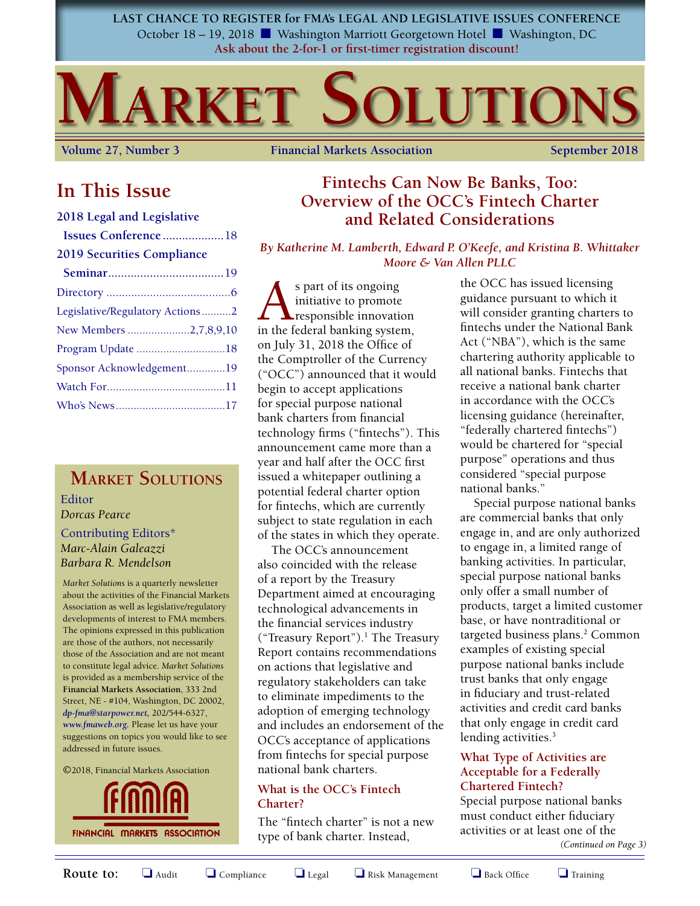**LAST CHANCE TO REGISTER for FMA's LEGAL AND LEGISLATIVE ISSUES CONFERENCE**
October 18 – 19, 2018 ■ Washington Marriott Georgetown Hotel ■ Washington, DC
**Ask about the 2-for-1 or first-timer registration discount!**

# Market Solutions

Volume 27, Number 3 | Financial Markets Association | September 2018

## In This Issue

- **2018 Legal and Legislative Issues Conference** .... 18
- **2019 Securities Compliance Seminar** .... 19
- Directory .... 6
- Legislative/Regulatory Actions .... 2
- New Members .... 2,7,8,9,10
- Program Update .... 18
- Sponsor Acknowledgement .... 19
- Watch For .... 11
- Who's News .... 17

**Market Solutions**

Editor
*Dorcas Pearce*

Contributing Editors*
*Marc-Alain Galeazzi*
*Barbara R. Mendelson*

*Market Solutions* is a quarterly newsletter about the activities of the Financial Markets Association as well as legislative/regulatory developments of interest to FMA members. The opinions expressed in this publication are those of the authors, not necessarily those of the Association and are not meant to constitute legal advice. *Market Solutions* is provided as a membership service of the **Financial Markets Association**, 333 2nd Street, NE - #104, Washington, DC 20002, *dp-fma@starpower.net*, 202/544-6327, *www.fmaweb.org*. Please let us have your suggestions on topics you would like to see addressed in future issues.

©2018, Financial Markets Association

FMA FINANCIAL MARKETS ASSOCIATION

## Fintechs Can Now Be Banks, Too: Overview of the OCC's Fintech Charter and Related Considerations

*By Katherine M. Lamberth, Edward P. O'Keefe, and Kristina B. Whittaker*
*Moore & Van Allen PLLC*

As part of its ongoing initiative to promote responsible innovation in the federal banking system, on July 31, 2018 the Office of the Comptroller of the Currency ("OCC") announced that it would begin to accept applications for special purpose national bank charters from financial technology firms ("fintechs"). This announcement came more than a year and half after the OCC first issued a whitepaper outlining a potential federal charter option for fintechs, which are currently subject to state regulation in each of the states in which they operate.

The OCC's announcement also coincided with the release of a report by the Treasury Department aimed at encouraging technological advancements in the financial services industry ("Treasury Report").[1] The Treasury Report contains recommendations on actions that legislative and regulatory stakeholders can take to eliminate impediments to the adoption of emerging technology and includes an endorsement of the OCC's acceptance of applications from fintechs for special purpose national bank charters.

### What is the OCC's Fintech Charter?

The "fintech charter" is not a new type of bank charter. Instead, the OCC has issued licensing guidance pursuant to which it will consider granting charters to fintechs under the National Bank Act ("NBA"), which is the same chartering authority applicable to all national banks. Fintechs that receive a national bank charter in accordance with the OCC's licensing guidance (hereinafter, "federally chartered fintechs") would be chartered for "special purpose" operations and thus considered "special purpose national banks."

Special purpose national banks are commercial banks that only engage in, and are only authorized to engage in, a limited range of banking activities. In particular, special purpose national banks only offer a small number of products, target a limited customer base, or have nontraditional or targeted business plans.[2] Common examples of existing special purpose national banks include trust banks that only engage in fiduciary and trust-related activities and credit card banks that only engage in credit card lending activities.[3]

### What Type of Activities are Acceptable for a Federally Chartered Fintech?

Special purpose national banks must conduct either fiduciary activities or at least one of the

*(Continued on Page 3)*

Route to: ❑ Audit ❑ Compliance ❑ Legal ❑ Risk Management ❑ Back Office ❑ Training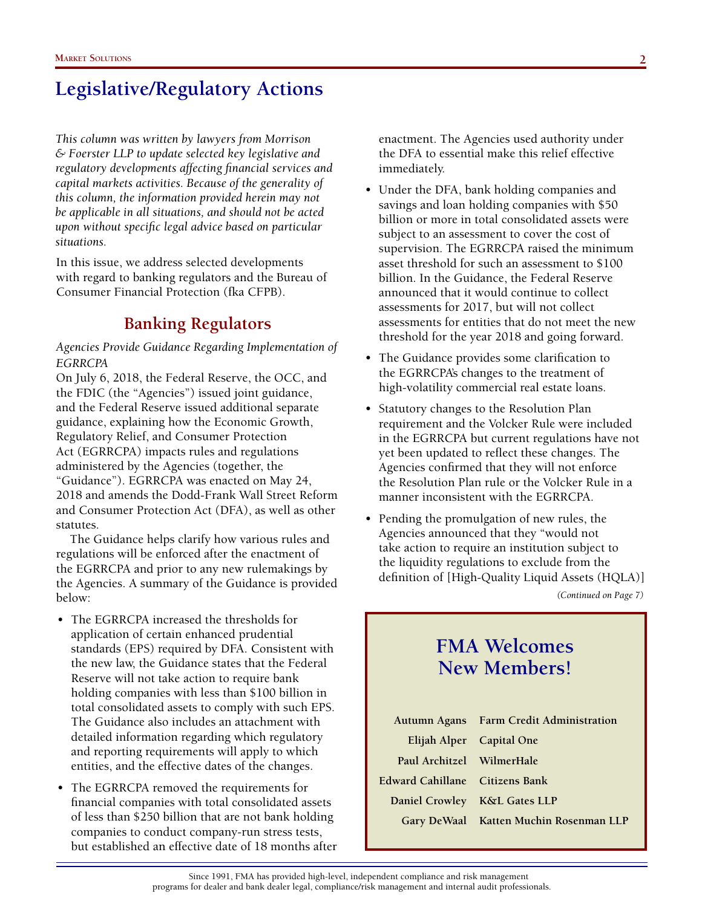# Legislative/Regulatory Actions

*This column was written by lawyers from Morrison & Foerster LLP to update selected key legislative and regulatory developments affecting financial services and capital markets activities. Because of the generality of this column, the information provided herein may not be applicable in all situations, and should not be acted upon without specific legal advice based on particular situations.*

In this issue, we address selected developments with regard to banking regulators and the Bureau of Consumer Financial Protection (fka CFPB).

## Banking Regulators

*Agencies Provide Guidance Regarding Implementation of EGRRCPA*

On July 6, 2018, the Federal Reserve, the OCC, and the FDIC (the "Agencies") issued joint guidance, and the Federal Reserve issued additional separate guidance, explaining how the Economic Growth, Regulatory Relief, and Consumer Protection Act (EGRRCPA) impacts rules and regulations administered by the Agencies (together, the "Guidance"). EGRRCPA was enacted on May 24, 2018 and amends the Dodd-Frank Wall Street Reform and Consumer Protection Act (DFA), as well as other statutes.

The Guidance helps clarify how various rules and regulations will be enforced after the enactment of the EGRRCPA and prior to any new rulemakings by the Agencies. A summary of the Guidance is provided below:

- The EGRRCPA increased the thresholds for application of certain enhanced prudential standards (EPS) required by DFA. Consistent with the new law, the Guidance states that the Federal Reserve will not take action to require bank holding companies with less than $100 billion in total consolidated assets to comply with such EPS. The Guidance also includes an attachment with detailed information regarding which regulatory and reporting requirements will apply to which entities, and the effective dates of the changes.
- The EGRRCPA removed the requirements for financial companies with total consolidated assets of less than $250 billion that are not bank holding companies to conduct company-run stress tests, but established an effective date of 18 months after enactment. The Agencies used authority under the DFA to essential make this relief effective immediately.
- Under the DFA, bank holding companies and savings and loan holding companies with $50 billion or more in total consolidated assets were subject to an assessment to cover the cost of supervision. The EGRRCPA raised the minimum asset threshold for such an assessment to $100 billion. In the Guidance, the Federal Reserve announced that it would continue to collect assessments for 2017, but will not collect assessments for entities that do not meet the new threshold for the year 2018 and going forward.
- The Guidance provides some clarification to the EGRRCPA's changes to the treatment of high-volatility commercial real estate loans.
- Statutory changes to the Resolution Plan requirement and the Volcker Rule were included in the EGRRCPA but current regulations have not yet been updated to reflect these changes. The Agencies confirmed that they will not enforce the Resolution Plan rule or the Volcker Rule in a manner inconsistent with the EGRRCPA.
- Pending the promulgation of new rules, the Agencies announced that they "would not take action to require an institution subject to the liquidity regulations to exclude from the definition of [High-Quality Liquid Assets (HQLA)]

*(Continued on Page 7)*

## FMA Welcomes New Members!

| Name | Organization |
|---|---|
| Autumn Agans | Farm Credit Administration |
| Elijah Alper | Capital One |
| Paul Architzel | WilmerHale |
| Edward Cahillane | Citizens Bank |
| Daniel Crowley | K&L Gates LLP |
| Gary DeWaal | Katten Muchin Rosenman LLP |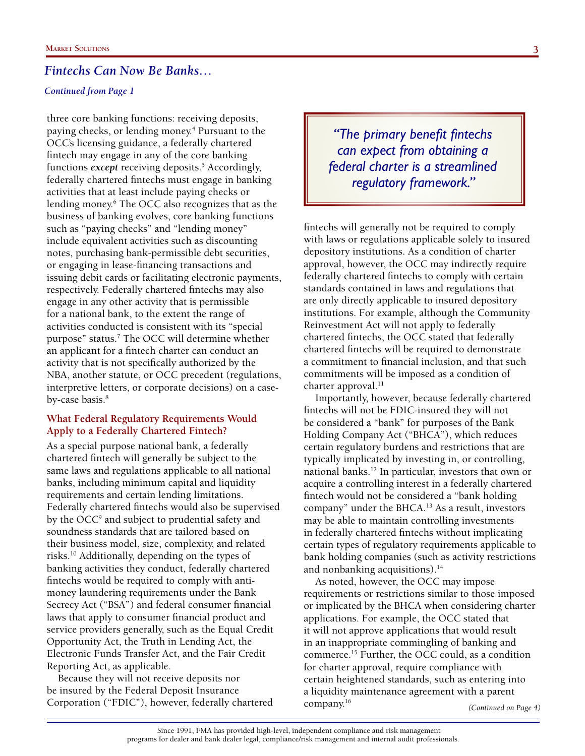## *Fintechs Can Now Be Banks…*

*Continued from Page 1*

three core banking functions: receiving deposits, paying checks, or lending money.[4] Pursuant to the OCC's licensing guidance, a federally chartered fintech may engage in any of the core banking functions ***except*** receiving deposits.[5] Accordingly, federally chartered fintechs must engage in banking activities that at least include paying checks or lending money.[6] The OCC also recognizes that as the business of banking evolves, core banking functions such as "paying checks" and "lending money" include equivalent activities such as discounting notes, purchasing bank-permissible debt securities, or engaging in lease-financing transactions and issuing debit cards or facilitating electronic payments, respectively. Federally chartered fintechs may also engage in any other activity that is permissible for a national bank, to the extent the range of activities conducted is consistent with its "special purpose" status.[7] The OCC will determine whether an applicant for a fintech charter can conduct an activity that is not specifically authorized by the NBA, another statute, or OCC precedent (regulations, interpretive letters, or corporate decisions) on a case-by-case basis.[8]

> *"The primary benefit fintechs can expect from obtaining a federal charter is a streamlined regulatory framework."*

### What Federal Regulatory Requirements Would Apply to a Federally Chartered Fintech?

As a special purpose national bank, a federally chartered fintech will generally be subject to the same laws and regulations applicable to all national banks, including minimum capital and liquidity requirements and certain lending limitations. Federally chartered fintechs would also be supervised by the OCC[9] and subject to prudential safety and soundness standards that are tailored based on their business model, size, complexity, and related risks.[10] Additionally, depending on the types of banking activities they conduct, federally chartered fintechs would be required to comply with anti-money laundering requirements under the Bank Secrecy Act ("BSA") and federal consumer financial laws that apply to consumer financial product and service providers generally, such as the Equal Credit Opportunity Act, the Truth in Lending Act, the Electronic Funds Transfer Act, and the Fair Credit Reporting Act, as applicable.

Because they will not receive deposits nor be insured by the Federal Deposit Insurance Corporation ("FDIC"), however, federally chartered fintechs will generally not be required to comply with laws or regulations applicable solely to insured depository institutions. As a condition of charter approval, however, the OCC may indirectly require federally chartered fintechs to comply with certain standards contained in laws and regulations that are only directly applicable to insured depository institutions. For example, although the Community Reinvestment Act will not apply to federally chartered fintechs, the OCC stated that federally chartered fintechs will be required to demonstrate a commitment to financial inclusion, and that such commitments will be imposed as a condition of charter approval.[11]

Importantly, however, because federally chartered fintechs will not be FDIC-insured they will not be considered a "bank" for purposes of the Bank Holding Company Act ("BHCA"), which reduces certain regulatory burdens and restrictions that are typically implicated by investing in, or controlling, national banks.[12] In particular, investors that own or acquire a controlling interest in a federally chartered fintech would not be considered a "bank holding company" under the BHCA.[13] As a result, investors may be able to maintain controlling investments in federally chartered fintechs without implicating certain types of regulatory requirements applicable to bank holding companies (such as activity restrictions and nonbanking acquisitions).[14]

As noted, however, the OCC may impose requirements or restrictions similar to those imposed or implicated by the BHCA when considering charter applications. For example, the OCC stated that it will not approve applications that would result in an inappropriate commingling of banking and commerce.[15] Further, the OCC could, as a condition for charter approval, require compliance with certain heightened standards, such as entering into a liquidity maintenance agreement with a parent company.[16]

*(Continued on Page 4)*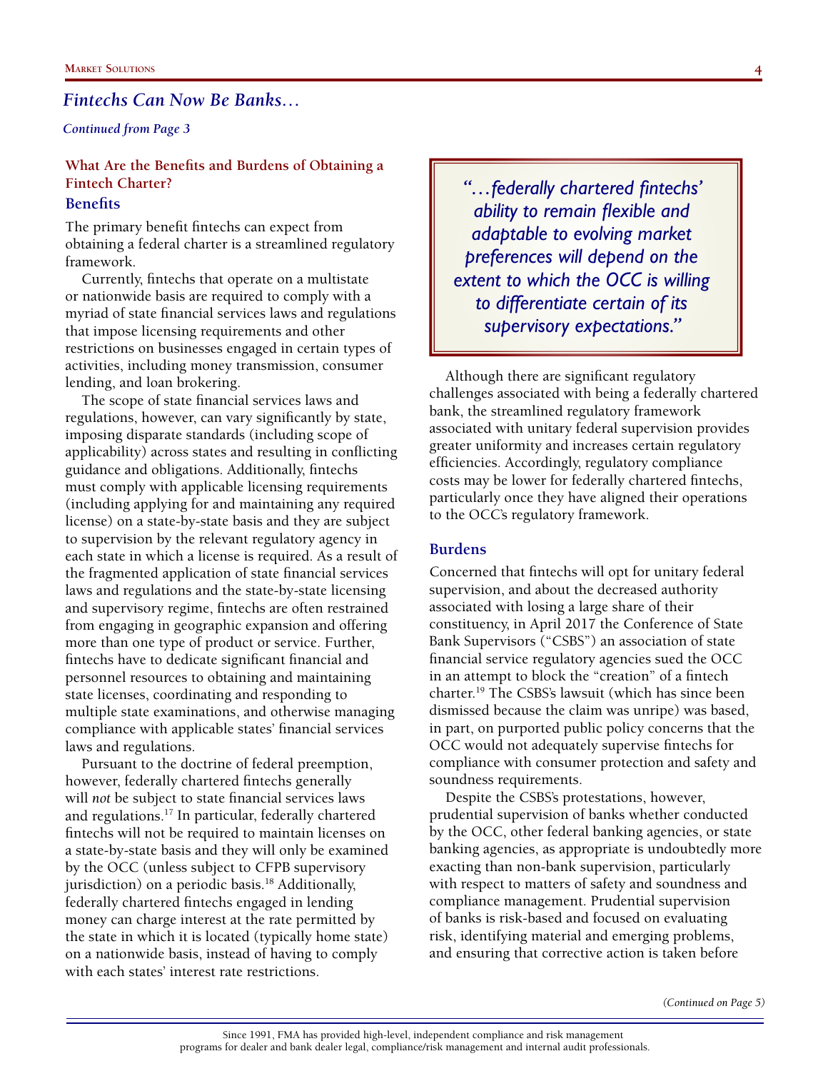## *Fintechs Can Now Be Banks…*

*Continued from Page 3*

### What Are the Benefits and Burdens of Obtaining a Fintech Charter?

#### Benefits

The primary benefit fintechs can expect from obtaining a federal charter is a streamlined regulatory framework.

Currently, fintechs that operate on a multistate or nationwide basis are required to comply with a myriad of state financial services laws and regulations that impose licensing requirements and other restrictions on businesses engaged in certain types of activities, including money transmission, consumer lending, and loan brokering.

The scope of state financial services laws and regulations, however, can vary significantly by state, imposing disparate standards (including scope of applicability) across states and resulting in conflicting guidance and obligations. Additionally, fintechs must comply with applicable licensing requirements (including applying for and maintaining any required license) on a state-by-state basis and they are subject to supervision by the relevant regulatory agency in each state in which a license is required. As a result of the fragmented application of state financial services laws and regulations and the state-by-state licensing and supervisory regime, fintechs are often restrained from engaging in geographic expansion and offering more than one type of product or service. Further, fintechs have to dedicate significant financial and personnel resources to obtaining and maintaining state licenses, coordinating and responding to multiple state examinations, and otherwise managing compliance with applicable states' financial services laws and regulations.

Pursuant to the doctrine of federal preemption, however, federally chartered fintechs generally will *not* be subject to state financial services laws and regulations.[17] In particular, federally chartered fintechs will not be required to maintain licenses on a state-by-state basis and they will only be examined by the OCC (unless subject to CFPB supervisory jurisdiction) on a periodic basis.[18] Additionally, federally chartered fintechs engaged in lending money can charge interest at the rate permitted by the state in which it is located (typically home state) on a nationwide basis, instead of having to comply with each states' interest rate restrictions.

> *"…federally chartered fintechs' ability to remain flexible and adaptable to evolving market preferences will depend on the extent to which the OCC is willing to differentiate certain of its supervisory expectations."*

Although there are significant regulatory challenges associated with being a federally chartered bank, the streamlined regulatory framework associated with unitary federal supervision provides greater uniformity and increases certain regulatory efficiencies. Accordingly, regulatory compliance costs may be lower for federally chartered fintechs, particularly once they have aligned their operations to the OCC's regulatory framework.

#### Burdens

Concerned that fintechs will opt for unitary federal supervision, and about the decreased authority associated with losing a large share of their constituency, in April 2017 the Conference of State Bank Supervisors ("CSBS") an association of state financial service regulatory agencies sued the OCC in an attempt to block the "creation" of a fintech charter.[19] The CSBS's lawsuit (which has since been dismissed because the claim was unripe) was based, in part, on purported public policy concerns that the OCC would not adequately supervise fintechs for compliance with consumer protection and safety and soundness requirements.

Despite the CSBS's protestations, however, prudential supervision of banks whether conducted by the OCC, other federal banking agencies, or state banking agencies, as appropriate is undoubtedly more exacting than non-bank supervision, particularly with respect to matters of safety and soundness and compliance management. Prudential supervision of banks is risk-based and focused on evaluating risk, identifying material and emerging problems, and ensuring that corrective action is taken before

*(Continued on Page 5)*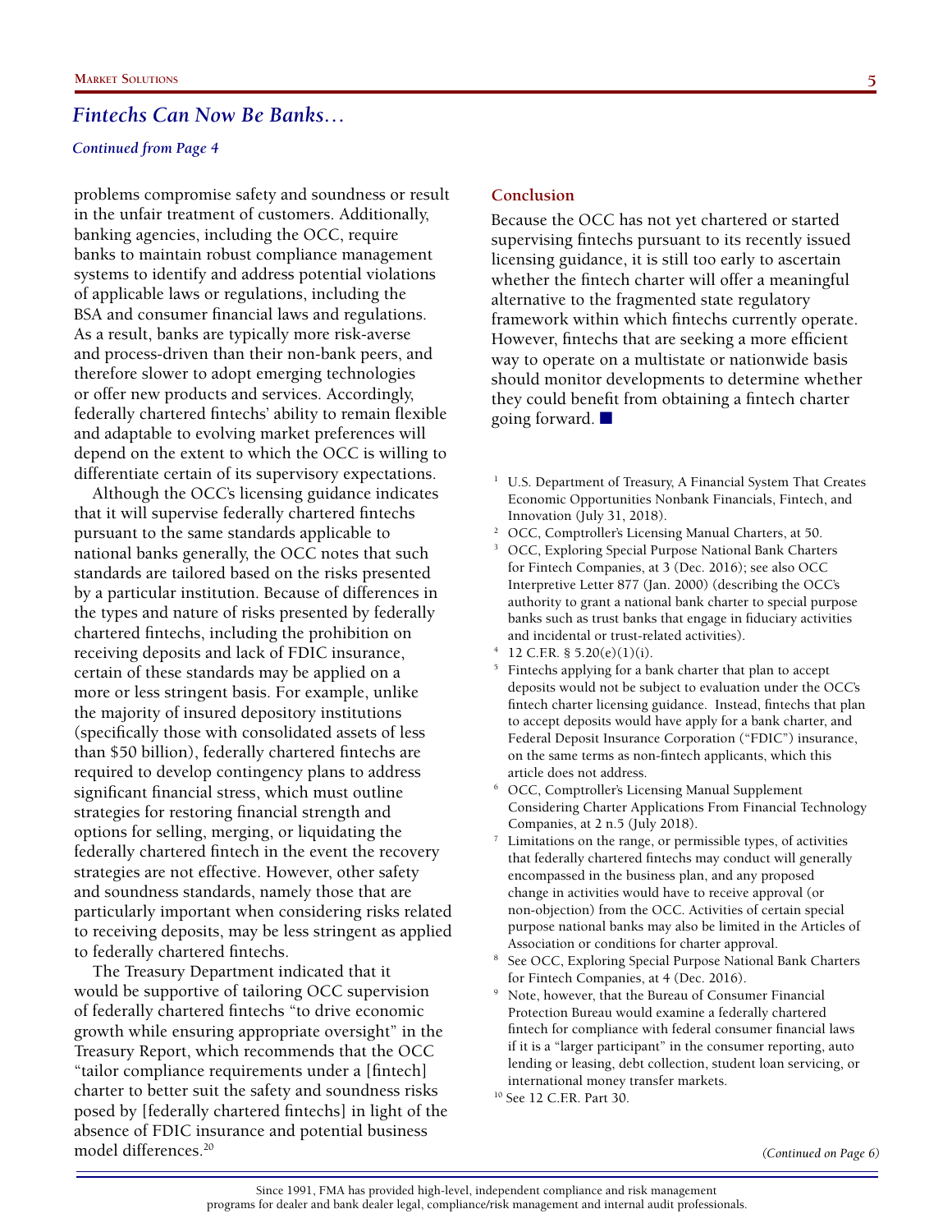## Fintechs Can Now Be Banks…

*Continued from Page 4*

problems compromise safety and soundness or result in the unfair treatment of customers. Additionally, banking agencies, including the OCC, require banks to maintain robust compliance management systems to identify and address potential violations of applicable laws or regulations, including the BSA and consumer financial laws and regulations. As a result, banks are typically more risk-averse and process-driven than their non-bank peers, and therefore slower to adopt emerging technologies or offer new products and services. Accordingly, federally chartered fintechs' ability to remain flexible and adaptable to evolving market preferences will depend on the extent to which the OCC is willing to differentiate certain of its supervisory expectations.

Although the OCC's licensing guidance indicates that it will supervise federally chartered fintechs pursuant to the same standards applicable to national banks generally, the OCC notes that such standards are tailored based on the risks presented by a particular institution. Because of differences in the types and nature of risks presented by federally chartered fintechs, including the prohibition on receiving deposits and lack of FDIC insurance, certain of these standards may be applied on a more or less stringent basis. For example, unlike the majority of insured depository institutions (specifically those with consolidated assets of less than $50 billion), federally chartered fintechs are required to develop contingency plans to address significant financial stress, which must outline strategies for restoring financial strength and options for selling, merging, or liquidating the federally chartered fintech in the event the recovery strategies are not effective. However, other safety and soundness standards, namely those that are particularly important when considering risks related to receiving deposits, may be less stringent as applied to federally chartered fintechs.

The Treasury Department indicated that it would be supportive of tailoring OCC supervision of federally chartered fintechs "to drive economic growth while ensuring appropriate oversight" in the Treasury Report, which recommends that the OCC "tailor compliance requirements under a [fintech] charter to better suit the safety and soundness risks posed by [federally chartered fintechs] in light of the absence of FDIC insurance and potential business model differences.[20]

### Conclusion

Because the OCC has not yet chartered or started supervising fintechs pursuant to its recently issued licensing guidance, it is still too early to ascertain whether the fintech charter will offer a meaningful alternative to the fragmented state regulatory framework within which fintechs currently operate. However, fintechs that are seeking a more efficient way to operate on a multistate or nationwide basis should monitor developments to determine whether they could benefit from obtaining a fintech charter going forward. ■

---

[1] U.S. Department of Treasury, A Financial System That Creates Economic Opportunities Nonbank Financials, Fintech, and Innovation (July 31, 2018).

[2] OCC, Comptroller's Licensing Manual Charters, at 50.

[3] OCC, Exploring Special Purpose National Bank Charters for Fintech Companies, at 3 (Dec. 2016); see also OCC Interpretive Letter 877 (Jan. 2000) (describing the OCC's authority to grant a national bank charter to special purpose banks such as trust banks that engage in fiduciary activities and incidental or trust-related activities).

[4] 12 C.F.R. § 5.20(e)(1)(i).

[5] Fintechs applying for a bank charter that plan to accept deposits would not be subject to evaluation under the OCC's fintech charter licensing guidance. Instead, fintechs that plan to accept deposits would have apply for a bank charter, and Federal Deposit Insurance Corporation ("FDIC") insurance, on the same terms as non-fintech applicants, which this article does not address.

[6] OCC, Comptroller's Licensing Manual Supplement Considering Charter Applications From Financial Technology Companies, at 2 n.5 (July 2018).

[7] Limitations on the range, or permissible types, of activities that federally chartered fintechs may conduct will generally encompassed in the business plan, and any proposed change in activities would have to receive approval (or non-objection) from the OCC. Activities of certain special purpose national banks may also be limited in the Articles of Association or conditions for charter approval.

[8] See OCC, Exploring Special Purpose National Bank Charters for Fintech Companies, at 4 (Dec. 2016).

[9] Note, however, that the Bureau of Consumer Financial Protection Bureau would examine a federally chartered fintech for compliance with federal consumer financial laws if it is a "larger participant" in the consumer reporting, auto lending or leasing, debt collection, student loan servicing, or international money transfer markets.

[10] See 12 C.F.R. Part 30.

*(Continued on Page 6)*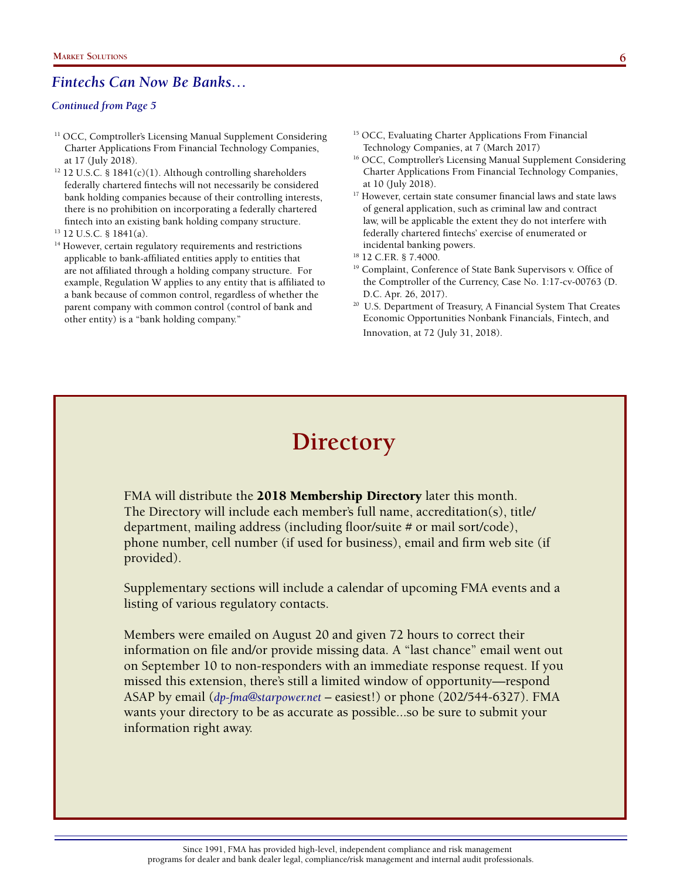## *Fintechs Can Now Be Banks…*

***Continued from Page 5***

[11] OCC, Comptroller's Licensing Manual Supplement Considering Charter Applications From Financial Technology Companies, at 17 (July 2018).

[12] 12 U.S.C. § 1841(c)(1). Although controlling shareholders federally chartered fintechs will not necessarily be considered bank holding companies because of their controlling interests, there is no prohibition on incorporating a federally chartered fintech into an existing bank holding company structure.

[13] 12 U.S.C. § 1841(a).

[14] However, certain regulatory requirements and restrictions applicable to bank-affiliated entities apply to entities that are not affiliated through a holding company structure. For example, Regulation W applies to any entity that is affiliated to a bank because of common control, regardless of whether the parent company with common control (control of bank and other entity) is a "bank holding company."

[15] OCC, Evaluating Charter Applications From Financial Technology Companies, at 7 (March 2017)

[16] OCC, Comptroller's Licensing Manual Supplement Considering Charter Applications From Financial Technology Companies, at 10 (July 2018).

[17] However, certain state consumer financial laws and state laws of general application, such as criminal law and contract law, will be applicable the extent they do not interfere with federally chartered fintechs' exercise of enumerated or incidental banking powers.

[18] 12 C.F.R. § 7.4000.

[19] Complaint, Conference of State Bank Supervisors v. Office of the Comptroller of the Currency, Case No. 1:17-cv-00763 (D. D.C. Apr. 26, 2017).

[20] U.S. Department of Treasury, A Financial System That Creates Economic Opportunities Nonbank Financials, Fintech, and Innovation, at 72 (July 31, 2018).

# Directory

FMA will distribute the **2018 Membership Directory** later this month. The Directory will include each member's full name, accreditation(s), title/department, mailing address (including floor/suite # or mail sort/code), phone number, cell number (if used for business), email and firm web site (if provided).

Supplementary sections will include a calendar of upcoming FMA events and a listing of various regulatory contacts.

Members were emailed on August 20 and given 72 hours to correct their information on file and/or provide missing data. A "last chance" email went out on September 10 to non-responders with an immediate response request. If you missed this extension, there's still a limited window of opportunity—respond ASAP by email (*dp-fma@starpower.net* – easiest!) or phone (202/544-6327). FMA wants your directory to be as accurate as possible...so be sure to submit your information right away.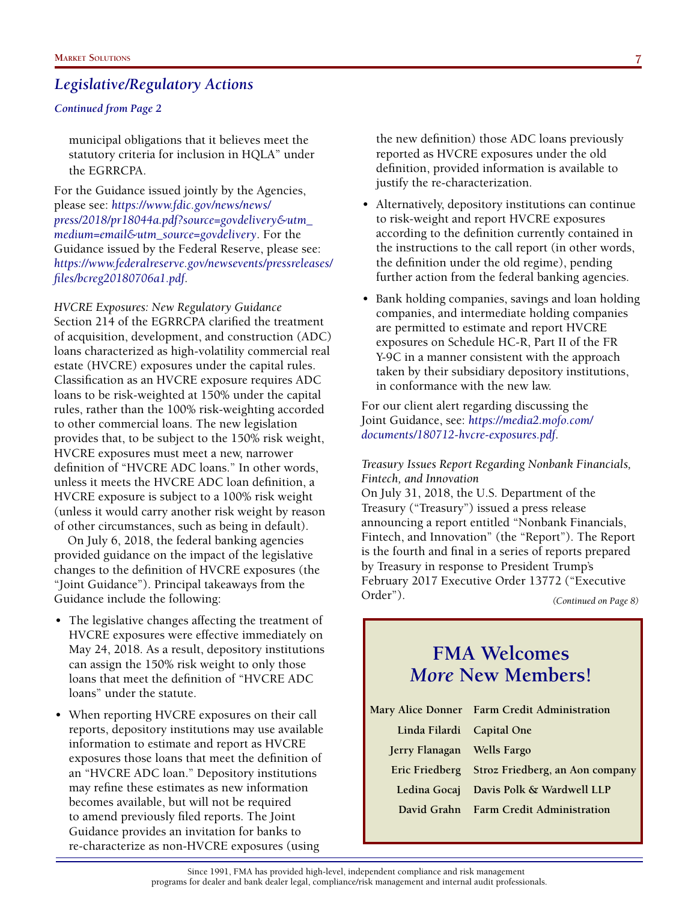## *Legislative/Regulatory Actions*

***Continued from Page 2***

> municipal obligations that it believes meet the statutory criteria for inclusion in HQLA" under the EGRRCPA.

For the Guidance issued jointly by the Agencies, please see: *https://www.fdic.gov/news/news/press/2018/pr18044a.pdf?source=govdelivery&utm_medium=email&utm_source=govdelivery*. For the Guidance issued by the Federal Reserve, please see: *https://www.federalreserve.gov/newsevents/pressreleases/files/bcreg20180706a1.pdf*.

*HVCRE Exposures: New Regulatory Guidance*
Section 214 of the EGRRCPA clarified the treatment of acquisition, development, and construction (ADC) loans characterized as high-volatility commercial real estate (HVCRE) exposures under the capital rules. Classification as an HVCRE exposure requires ADC loans to be risk-weighted at 150% under the capital rules, rather than the 100% risk-weighting accorded to other commercial loans. The new legislation provides that, to be subject to the 150% risk weight, HVCRE exposures must meet a new, narrower definition of "HVCRE ADC loans." In other words, unless it meets the HVCRE ADC loan definition, a HVCRE exposure is subject to a 100% risk weight (unless it would carry another risk weight by reason of other circumstances, such as being in default).

On July 6, 2018, the federal banking agencies provided guidance on the impact of the legislative changes to the definition of HVCRE exposures (the "Joint Guidance"). Principal takeaways from the Guidance include the following:

- The legislative changes affecting the treatment of HVCRE exposures were effective immediately on May 24, 2018. As a result, depository institutions can assign the 150% risk weight to only those loans that meet the definition of "HVCRE ADC loans" under the statute.
- When reporting HVCRE exposures on their call reports, depository institutions may use available information to estimate and report as HVCRE exposures those loans that meet the definition of an "HVCRE ADC loan." Depository institutions may refine these estimates as new information becomes available, but will not be required to amend previously filed reports. The Joint Guidance provides an invitation for banks to re-characterize as non-HVCRE exposures (using the new definition) those ADC loans previously reported as HVCRE exposures under the old definition, provided information is available to justify the re-characterization.
- Alternatively, depository institutions can continue to risk-weight and report HVCRE exposures according to the definition currently contained in the instructions to the call report (in other words, the definition under the old regime), pending further action from the federal banking agencies.
- Bank holding companies, savings and loan holding companies, and intermediate holding companies are permitted to estimate and report HVCRE exposures on Schedule HC-R, Part II of the FR Y-9C in a manner consistent with the approach taken by their subsidiary depository institutions, in conformance with the new law.

For our client alert regarding discussing the Joint Guidance, see: *https://media2.mofo.com/documents/180712-hvcre-exposures.pdf*.

*Treasury Issues Report Regarding Nonbank Financials, Fintech, and Innovation*
On July 31, 2018, the U.S. Department of the Treasury ("Treasury") issued a press release announcing a report entitled "Nonbank Financials, Fintech, and Innovation" (the "Report"). The Report is the fourth and final in a series of reports prepared by Treasury in response to President Trump's February 2017 Executive Order 13772 ("Executive Order").

*(Continued on Page 8)*

## FMA Welcomes *More* New Members!

| | |
|---|---|
| Mary Alice Donner | Farm Credit Administration |
| Linda Filardi | Capital One |
| Jerry Flanagan | Wells Fargo |
| Eric Friedberg | Stroz Friedberg, an Aon company |
| Ledina Gocaj | Davis Polk & Wardwell LLP |
| David Grahn | Farm Credit Administration |

Since 1991, FMA has provided high-level, independent compliance and risk management programs for dealer and bank dealer legal, compliance/risk management and internal audit professionals.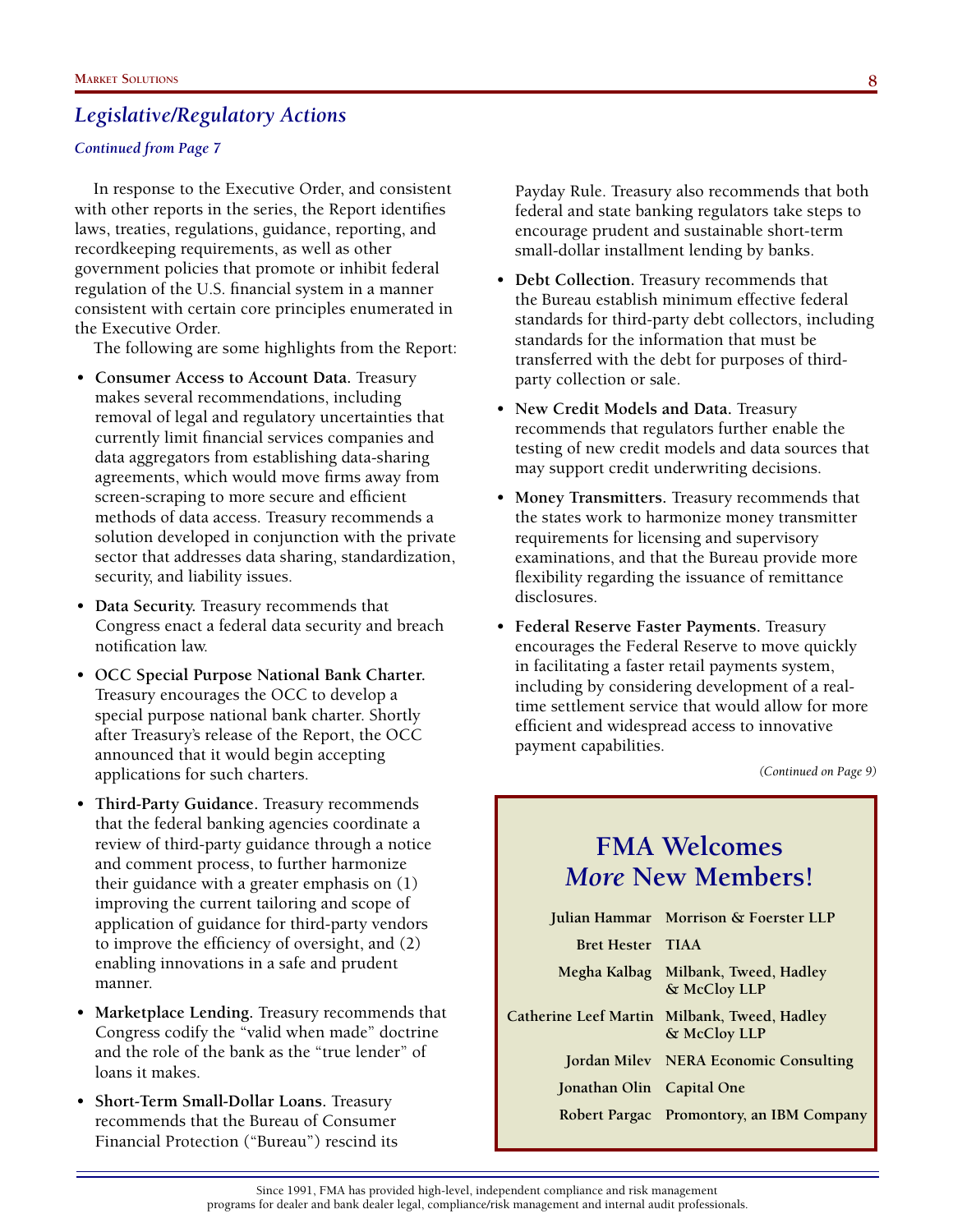## *Legislative/Regulatory Actions*

***Continued from Page 7***

In response to the Executive Order, and consistent with other reports in the series, the Report identifies laws, treaties, regulations, guidance, reporting, and recordkeeping requirements, as well as other government policies that promote or inhibit federal regulation of the U.S. financial system in a manner consistent with certain core principles enumerated in the Executive Order.

The following are some highlights from the Report:

- **Consumer Access to Account Data.** Treasury makes several recommendations, including removal of legal and regulatory uncertainties that currently limit financial services companies and data aggregators from establishing data-sharing agreements, which would move firms away from screen-scraping to more secure and efficient methods of data access. Treasury recommends a solution developed in conjunction with the private sector that addresses data sharing, standardization, security, and liability issues.
- **Data Security.** Treasury recommends that Congress enact a federal data security and breach notification law.
- **OCC Special Purpose National Bank Charter.** Treasury encourages the OCC to develop a special purpose national bank charter. Shortly after Treasury's release of the Report, the OCC announced that it would begin accepting applications for such charters.
- **Third-Party Guidance.** Treasury recommends that the federal banking agencies coordinate a review of third-party guidance through a notice and comment process, to further harmonize their guidance with a greater emphasis on (1) improving the current tailoring and scope of application of guidance for third-party vendors to improve the efficiency of oversight, and (2) enabling innovations in a safe and prudent manner.
- **Marketplace Lending.** Treasury recommends that Congress codify the "valid when made" doctrine and the role of the bank as the "true lender" of loans it makes.
- **Short-Term Small-Dollar Loans.** Treasury recommends that the Bureau of Consumer Financial Protection ("Bureau") rescind its Payday Rule. Treasury also recommends that both federal and state banking regulators take steps to encourage prudent and sustainable short-term small-dollar installment lending by banks.
- **Debt Collection.** Treasury recommends that the Bureau establish minimum effective federal standards for third-party debt collectors, including standards for the information that must be transferred with the debt for purposes of third-party collection or sale.
- **New Credit Models and Data.** Treasury recommends that regulators further enable the testing of new credit models and data sources that may support credit underwriting decisions.
- **Money Transmitters.** Treasury recommends that the states work to harmonize money transmitter requirements for licensing and supervisory examinations, and that the Bureau provide more flexibility regarding the issuance of remittance disclosures.
- **Federal Reserve Faster Payments.** Treasury encourages the Federal Reserve to move quickly in facilitating a faster retail payments system, including by considering development of a real-time settlement service that would allow for more efficient and widespread access to innovative payment capabilities.

*(Continued on Page 9)*

## FMA Welcomes *More* New Members!

| | |
|---|---|
| **Julian Hammar** | **Morrison & Foerster LLP** |
| **Bret Hester** | **TIAA** |
| **Megha Kalbag** | **Milbank, Tweed, Hadley & McCloy LLP** |
| **Catherine Leef Martin** | **Milbank, Tweed, Hadley & McCloy LLP** |
| **Jordan Milev** | **NERA Economic Consulting** |
| **Jonathan Olin** | **Capital One** |
| **Robert Pargac** | **Promontory, an IBM Company** |

Since 1991, FMA has provided high-level, independent compliance and risk management programs for dealer and bank dealer legal, compliance/risk management and internal audit professionals.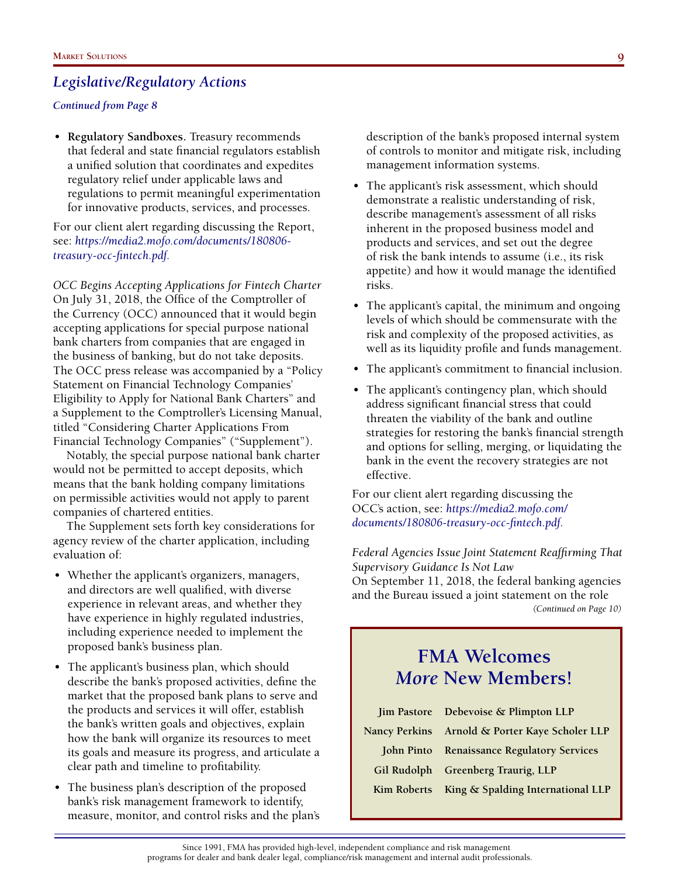## *Legislative/Regulatory Actions*

***Continued from Page 8***

- **Regulatory Sandboxes.** Treasury recommends that federal and state financial regulators establish a unified solution that coordinates and expedites regulatory relief under applicable laws and regulations to permit meaningful experimentation for innovative products, services, and processes.

For our client alert regarding discussing the Report, see: *https://media2.mofo.com/documents/180806-treasury-occ-fintech.pdf.*

*OCC Begins Accepting Applications for Fintech Charter*
On July 31, 2018, the Office of the Comptroller of the Currency (OCC) announced that it would begin accepting applications for special purpose national bank charters from companies that are engaged in the business of banking, but do not take deposits. The OCC press release was accompanied by a "Policy Statement on Financial Technology Companies' Eligibility to Apply for National Bank Charters" and a Supplement to the Comptroller's Licensing Manual, titled "Considering Charter Applications From Financial Technology Companies" ("Supplement").

Notably, the special purpose national bank charter would not be permitted to accept deposits, which means that the bank holding company limitations on permissible activities would not apply to parent companies of chartered entities.

The Supplement sets forth key considerations for agency review of the charter application, including evaluation of:

- Whether the applicant's organizers, managers, and directors are well qualified, with diverse experience in relevant areas, and whether they have experience in highly regulated industries, including experience needed to implement the proposed bank's business plan.
- The applicant's business plan, which should describe the bank's proposed activities, define the market that the proposed bank plans to serve and the products and services it will offer, establish the bank's written goals and objectives, explain how the bank will organize its resources to meet its goals and measure its progress, and articulate a clear path and timeline to profitability.
- The business plan's description of the proposed bank's risk management framework to identify, measure, monitor, and control risks and the plan's description of the bank's proposed internal system of controls to monitor and mitigate risk, including management information systems.
- The applicant's risk assessment, which should demonstrate a realistic understanding of risk, describe management's assessment of all risks inherent in the proposed business model and products and services, and set out the degree of risk the bank intends to assume (i.e., its risk appetite) and how it would manage the identified risks.
- The applicant's capital, the minimum and ongoing levels of which should be commensurate with the risk and complexity of the proposed activities, as well as its liquidity profile and funds management.
- The applicant's commitment to financial inclusion.
- The applicant's contingency plan, which should address significant financial stress that could threaten the viability of the bank and outline strategies for restoring the bank's financial strength and options for selling, merging, or liquidating the bank in the event the recovery strategies are not effective.

For our client alert regarding discussing the OCC's action, see: *https://media2.mofo.com/documents/180806-treasury-occ-fintech.pdf.*

*Federal Agencies Issue Joint Statement Reaffirming That Supervisory Guidance Is Not Law*
On September 11, 2018, the federal banking agencies and the Bureau issued a joint statement on the role

*(Continued on Page 10)*

## FMA Welcomes *More* New Members!

| | |
|---|---|
| **Jim Pastore** | **Debevoise & Plimpton LLP** |
| **Nancy Perkins** | **Arnold & Porter Kaye Scholer LLP** |
| **John Pinto** | **Renaissance Regulatory Services** |
| **Gil Rudolph** | **Greenberg Traurig, LLP** |
| **Kim Roberts** | **King & Spalding International LLP** |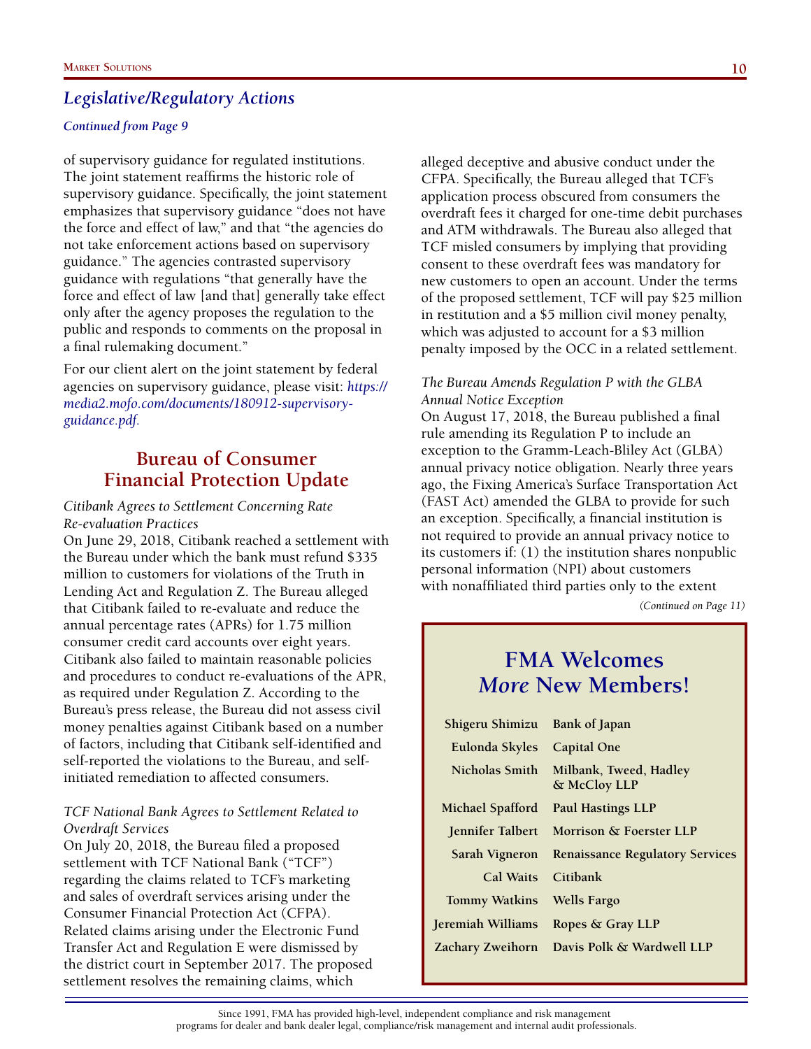## *Legislative/Regulatory Actions*

***Continued from Page 9***

of supervisory guidance for regulated institutions. The joint statement reaffirms the historic role of supervisory guidance. Specifically, the joint statement emphasizes that supervisory guidance "does not have the force and effect of law," and that "the agencies do not take enforcement actions based on supervisory guidance." The agencies contrasted supervisory guidance with regulations "that generally have the force and effect of law [and that] generally take effect only after the agency proposes the regulation to the public and responds to comments on the proposal in a final rulemaking document."

For our client alert on the joint statement by federal agencies on supervisory guidance, please visit: *https://media2.mofo.com/documents/180912-supervisory-guidance.pdf.*

## Bureau of Consumer Financial Protection Update

*Citibank Agrees to Settlement Concerning Rate Re-evaluation Practices*

On June 29, 2018, Citibank reached a settlement with the Bureau under which the bank must refund $335 million to customers for violations of the Truth in Lending Act and Regulation Z. The Bureau alleged that Citibank failed to re-evaluate and reduce the annual percentage rates (APRs) for 1.75 million consumer credit card accounts over eight years. Citibank also failed to maintain reasonable policies and procedures to conduct re-evaluations of the APR, as required under Regulation Z. According to the Bureau's press release, the Bureau did not assess civil money penalties against Citibank based on a number of factors, including that Citibank self-identified and self-reported the violations to the Bureau, and self-initiated remediation to affected consumers.

*TCF National Bank Agrees to Settlement Related to Overdraft Services*

On July 20, 2018, the Bureau filed a proposed settlement with TCF National Bank ("TCF") regarding the claims related to TCF's marketing and sales of overdraft services arising under the Consumer Financial Protection Act (CFPA). Related claims arising under the Electronic Fund Transfer Act and Regulation E were dismissed by the district court in September 2017. The proposed settlement resolves the remaining claims, which alleged deceptive and abusive conduct under the CFPA. Specifically, the Bureau alleged that TCF's application process obscured from consumers the overdraft fees it charged for one-time debit purchases and ATM withdrawals. The Bureau also alleged that TCF misled consumers by implying that providing consent to these overdraft fees was mandatory for new customers to open an account. Under the terms of the proposed settlement, TCF will pay $25 million in restitution and a $5 million civil money penalty, which was adjusted to account for a $3 million penalty imposed by the OCC in a related settlement.

*The Bureau Amends Regulation P with the GLBA Annual Notice Exception*

On August 17, 2018, the Bureau published a final rule amending its Regulation P to include an exception to the Gramm-Leach-Bliley Act (GLBA) annual privacy notice obligation. Nearly three years ago, the Fixing America's Surface Transportation Act (FAST Act) amended the GLBA to provide for such an exception. Specifically, a financial institution is not required to provide an annual privacy notice to its customers if: (1) the institution shares nonpublic personal information (NPI) about customers with nonaffiliated third parties only to the extent

*(Continued on Page 11)*

## FMA Welcomes *More* New Members!

| | |
|---|---|
| Shigeru Shimizu | Bank of Japan |
| Eulonda Skyles | Capital One |
| Nicholas Smith | Milbank, Tweed, Hadley & McCloy LLP |
| Michael Spafford | Paul Hastings LLP |
| Jennifer Talbert | Morrison & Foerster LLP |
| Sarah Vigneron | Renaissance Regulatory Services |
| Cal Waits | Citibank |
| Tommy Watkins | Wells Fargo |
| Jeremiah Williams | Ropes & Gray LLP |
| Zachary Zweihorn | Davis Polk & Wardwell LLP |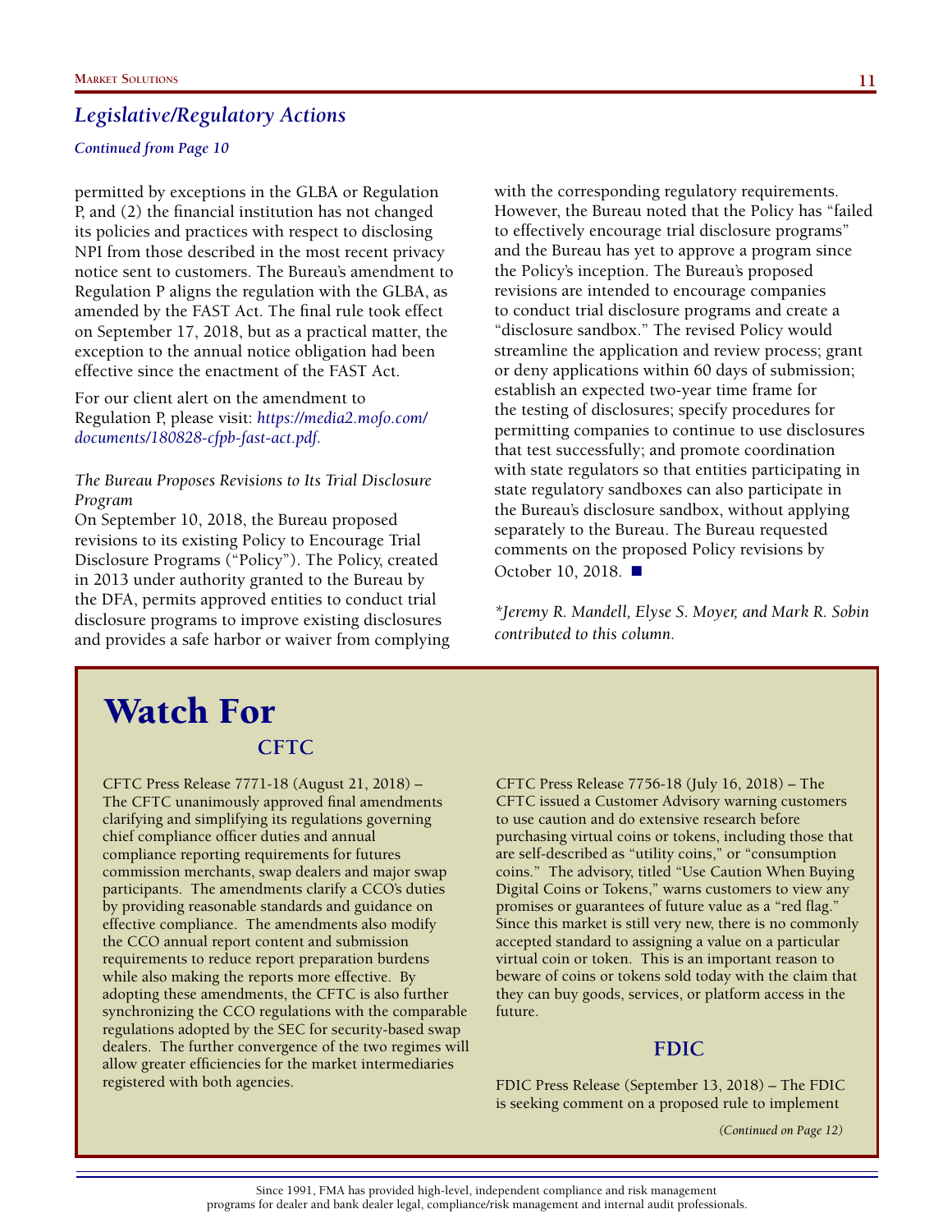## *Legislative/Regulatory Actions*

***Continued from Page 10***

permitted by exceptions in the GLBA or Regulation P, and (2) the financial institution has not changed its policies and practices with respect to disclosing NPI from those described in the most recent privacy notice sent to customers. The Bureau's amendment to Regulation P aligns the regulation with the GLBA, as amended by the FAST Act. The final rule took effect on September 17, 2018, but as a practical matter, the exception to the annual notice obligation had been effective since the enactment of the FAST Act.

For our client alert on the amendment to Regulation P, please visit: *https://media2.mofo.com/documents/180828-cfpb-fast-act.pdf.*

*The Bureau Proposes Revisions to Its Trial Disclosure Program*

On September 10, 2018, the Bureau proposed revisions to its existing Policy to Encourage Trial Disclosure Programs ("Policy"). The Policy, created in 2013 under authority granted to the Bureau by the DFA, permits approved entities to conduct trial disclosure programs to improve existing disclosures and provides a safe harbor or waiver from complying with the corresponding regulatory requirements. However, the Bureau noted that the Policy has "failed to effectively encourage trial disclosure programs" and the Bureau has yet to approve a program since the Policy's inception. The Bureau's proposed revisions are intended to encourage companies to conduct trial disclosure programs and create a "disclosure sandbox." The revised Policy would streamline the application and review process; grant or deny applications within 60 days of submission; establish an expected two-year time frame for the testing of disclosures; specify procedures for permitting companies to continue to use disclosures that test successfully; and promote coordination with state regulators so that entities participating in state regulatory sandboxes can also participate in the Bureau's disclosure sandbox, without applying separately to the Bureau. The Bureau requested comments on the proposed Policy revisions by October 10, 2018. ■

*\*Jeremy R. Mandell, Elyse S. Moyer, and Mark R. Sobin contributed to this column.*

# Watch For

### CFTC

CFTC Press Release 7771-18 (August 21, 2018) – The CFTC unanimously approved final amendments clarifying and simplifying its regulations governing chief compliance officer duties and annual compliance reporting requirements for futures commission merchants, swap dealers and major swap participants. The amendments clarify a CCO's duties by providing reasonable standards and guidance on effective compliance. The amendments also modify the CCO annual report content and submission requirements to reduce report preparation burdens while also making the reports more effective. By adopting these amendments, the CFTC is also further synchronizing the CCO regulations with the comparable regulations adopted by the SEC for security-based swap dealers. The further convergence of the two regimes will allow greater efficiencies for the market intermediaries registered with both agencies.

CFTC Press Release 7756-18 (July 16, 2018) – The CFTC issued a Customer Advisory warning customers to use caution and do extensive research before purchasing virtual coins or tokens, including those that are self-described as "utility coins," or "consumption coins." The advisory, titled "Use Caution When Buying Digital Coins or Tokens," warns customers to view any promises or guarantees of future value as a "red flag." Since this market is still very new, there is no commonly accepted standard to assigning a value on a particular virtual coin or token. This is an important reason to beware of coins or tokens sold today with the claim that they can buy goods, services, or platform access in the future.

### FDIC

FDIC Press Release (September 13, 2018) – The FDIC is seeking comment on a proposed rule to implement

*(Continued on Page 12)*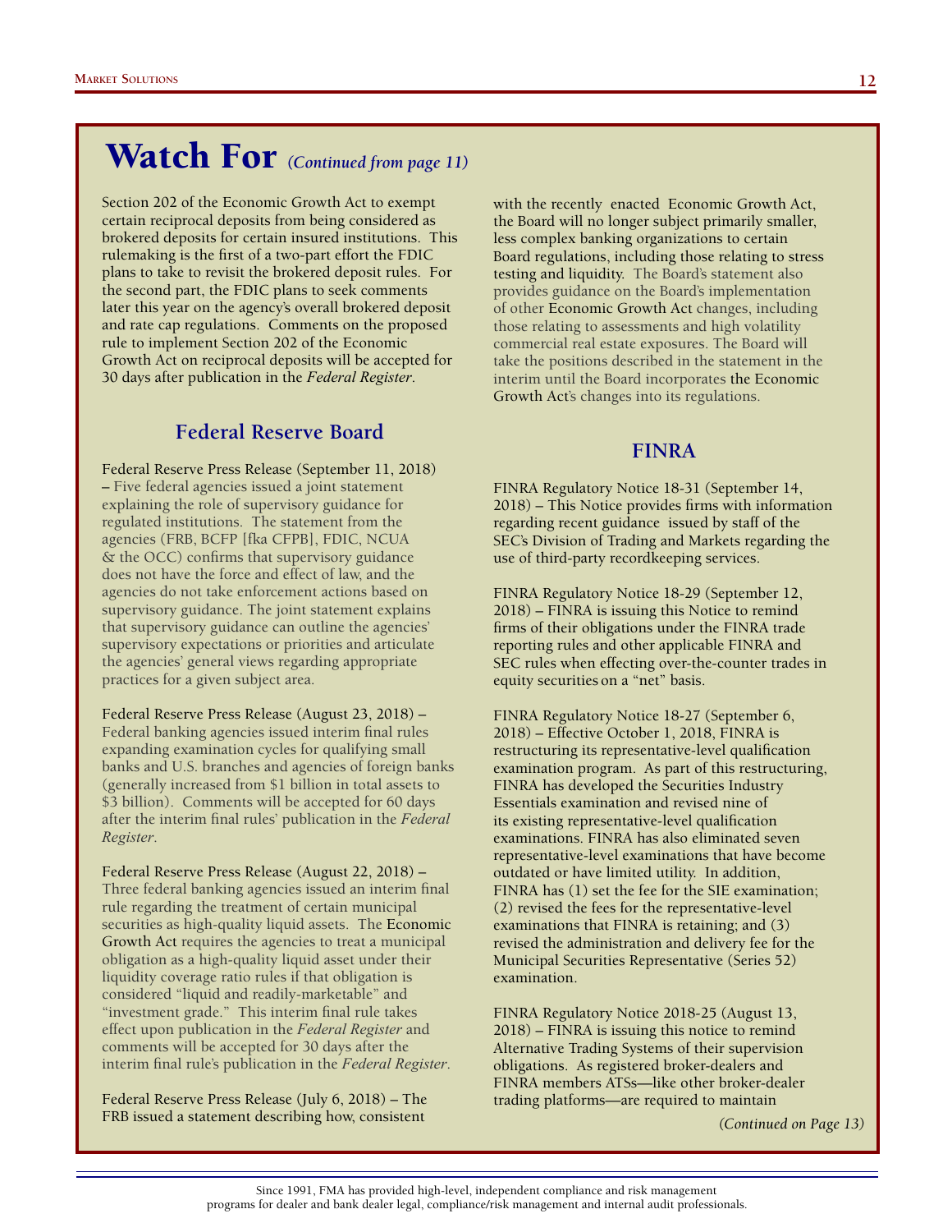# Watch For *(Continued from page 11)*

Section 202 of the Economic Growth Act to exempt certain reciprocal deposits from being considered as brokered deposits for certain insured institutions. This rulemaking is the first of a two-part effort the FDIC plans to take to revisit the brokered deposit rules. For the second part, the FDIC plans to seek comments later this year on the agency's overall brokered deposit and rate cap regulations. Comments on the proposed rule to implement Section 202 of the Economic Growth Act on reciprocal deposits will be accepted for 30 days after publication in the *Federal Register*.

## Federal Reserve Board

Federal Reserve Press Release (September 11, 2018) – Five federal agencies issued a joint statement explaining the role of supervisory guidance for regulated institutions. The statement from the agencies (FRB, BCFP [fka CFPB], FDIC, NCUA & the OCC) confirms that supervisory guidance does not have the force and effect of law, and the agencies do not take enforcement actions based on supervisory guidance. The joint statement explains that supervisory guidance can outline the agencies' supervisory expectations or priorities and articulate the agencies' general views regarding appropriate practices for a given subject area.

Federal Reserve Press Release (August 23, 2018) – Federal banking agencies issued interim final rules expanding examination cycles for qualifying small banks and U.S. branches and agencies of foreign banks (generally increased from $1 billion in total assets to $3 billion). Comments will be accepted for 60 days after the interim final rules' publication in the *Federal Register*.

Federal Reserve Press Release (August 22, 2018) – Three federal banking agencies issued an interim final rule regarding the treatment of certain municipal securities as high-quality liquid assets. The Economic Growth Act requires the agencies to treat a municipal obligation as a high-quality liquid asset under their liquidity coverage ratio rules if that obligation is considered "liquid and readily-marketable" and "investment grade." This interim final rule takes effect upon publication in the *Federal Register* and comments will be accepted for 30 days after the interim final rule's publication in the *Federal Register*.

Federal Reserve Press Release (July 6, 2018) – The FRB issued a statement describing how, consistent with the recently enacted Economic Growth Act, the Board will no longer subject primarily smaller, less complex banking organizations to certain Board regulations, including those relating to stress testing and liquidity. The Board's statement also provides guidance on the Board's implementation of other Economic Growth Act changes, including those relating to assessments and high volatility commercial real estate exposures. The Board will take the positions described in the statement in the interim until the Board incorporates the Economic Growth Act's changes into its regulations.

## FINRA

FINRA Regulatory Notice 18-31 (September 14, 2018) – This Notice provides firms with information regarding recent guidance issued by staff of the SEC's Division of Trading and Markets regarding the use of third-party recordkeeping services.

FINRA Regulatory Notice 18-29 (September 12, 2018) – FINRA is issuing this Notice to remind firms of their obligations under the FINRA trade reporting rules and other applicable FINRA and SEC rules when effecting over-the-counter trades in equity securities on a "net" basis.

FINRA Regulatory Notice 18-27 (September 6, 2018) – Effective October 1, 2018, FINRA is restructuring its representative-level qualification examination program. As part of this restructuring, FINRA has developed the Securities Industry Essentials examination and revised nine of its existing representative-level qualification examinations. FINRA has also eliminated seven representative-level examinations that have become outdated or have limited utility. In addition, FINRA has (1) set the fee for the SIE examination; (2) revised the fees for the representative-level examinations that FINRA is retaining; and (3) revised the administration and delivery fee for the Municipal Securities Representative (Series 52) examination.

FINRA Regulatory Notice 2018-25 (August 13, 2018) – FINRA is issuing this notice to remind Alternative Trading Systems of their supervision obligations. As registered broker-dealers and FINRA members ATSs—like other broker-dealer trading platforms—are required to maintain

*(Continued on Page 13)*

Since 1991, FMA has provided high-level, independent compliance and risk management programs for dealer and bank dealer legal, compliance/risk management and internal audit professionals.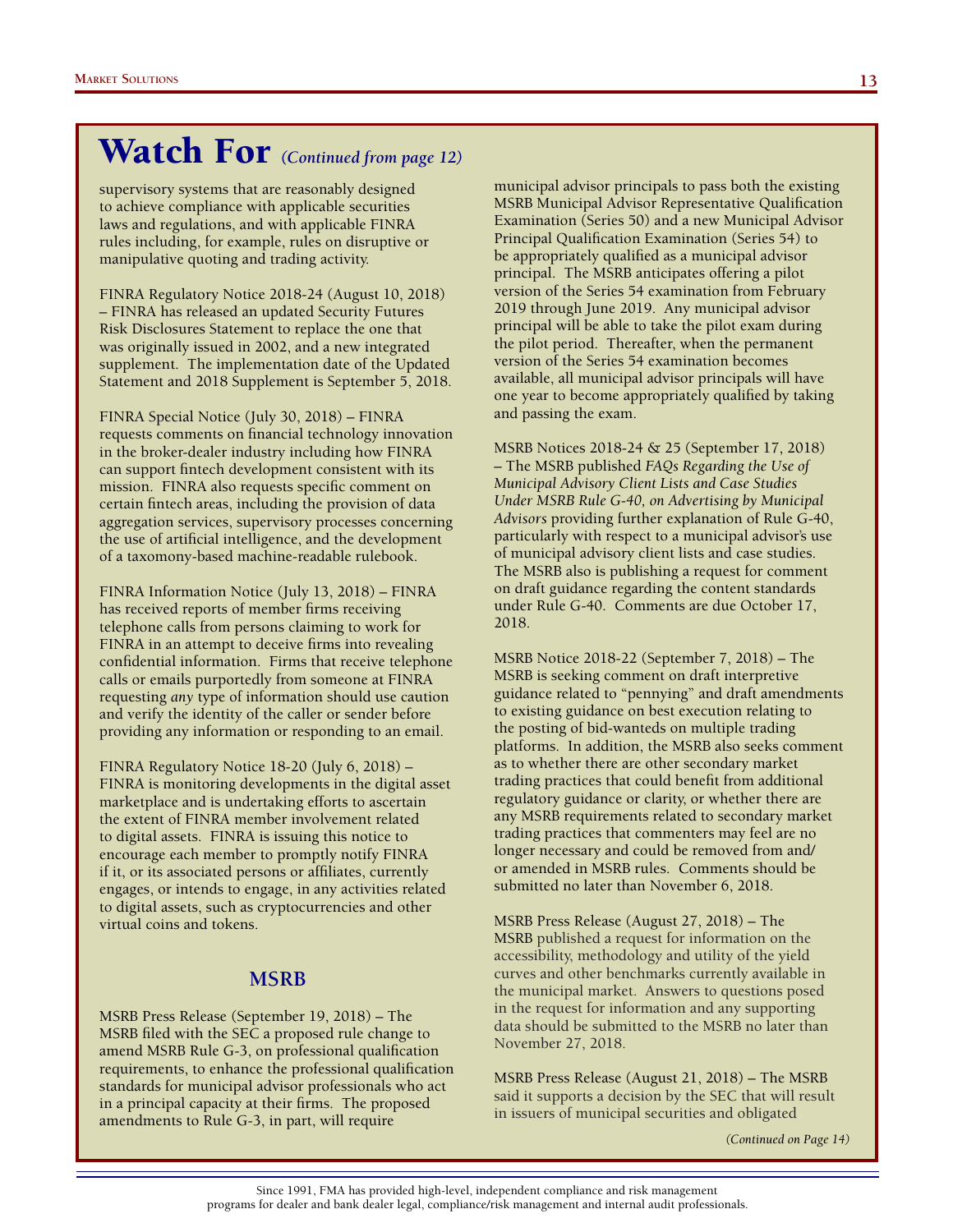# Watch For *(Continued from page 12)*

supervisory systems that are reasonably designed to achieve compliance with applicable securities laws and regulations, and with applicable FINRA rules including, for example, rules on disruptive or manipulative quoting and trading activity.

FINRA Regulatory Notice 2018-24 (August 10, 2018) – FINRA has released an updated Security Futures Risk Disclosures Statement to replace the one that was originally issued in 2002, and a new integrated supplement. The implementation date of the Updated Statement and 2018 Supplement is September 5, 2018.

FINRA Special Notice (July 30, 2018) – FINRA requests comments on financial technology innovation in the broker-dealer industry including how FINRA can support fintech development consistent with its mission. FINRA also requests specific comment on certain fintech areas, including the provision of data aggregation services, supervisory processes concerning the use of artificial intelligence, and the development of a taxonomy-based machine-readable rulebook.

FINRA Information Notice (July 13, 2018) – FINRA has received reports of member firms receiving telephone calls from persons claiming to work for FINRA in an attempt to deceive firms into revealing confidential information. Firms that receive telephone calls or emails purportedly from someone at FINRA requesting *any* type of information should use caution and verify the identity of the caller or sender before providing any information or responding to an email.

FINRA Regulatory Notice 18-20 (July 6, 2018) – FINRA is monitoring developments in the digital asset marketplace and is undertaking efforts to ascertain the extent of FINRA member involvement related to digital assets. FINRA is issuing this notice to encourage each member to promptly notify FINRA if it, or its associated persons or affiliates, currently engages, or intends to engage, in any activities related to digital assets, such as cryptocurrencies and other virtual coins and tokens.

## MSRB

MSRB Press Release (September 19, 2018) – The MSRB filed with the SEC a proposed rule change to amend MSRB Rule G-3, on professional qualification requirements, to enhance the professional qualification standards for municipal advisor professionals who act in a principal capacity at their firms. The proposed amendments to Rule G-3, in part, will require municipal advisor principals to pass both the existing MSRB Municipal Advisor Representative Qualification Examination (Series 50) and a new Municipal Advisor Principal Qualification Examination (Series 54) to be appropriately qualified as a municipal advisor principal. The MSRB anticipates offering a pilot version of the Series 54 examination from February 2019 through June 2019. Any municipal advisor principal will be able to take the pilot exam during the pilot period. Thereafter, when the permanent version of the Series 54 examination becomes available, all municipal advisor principals will have one year to become appropriately qualified by taking and passing the exam.

MSRB Notices 2018-24 & 25 (September 17, 2018) – The MSRB published *FAQs Regarding the Use of Municipal Advisory Client Lists and Case Studies Under MSRB Rule G-40, on Advertising by Municipal Advisors* providing further explanation of Rule G-40, particularly with respect to a municipal advisor's use of municipal advisory client lists and case studies. The MSRB also is publishing a request for comment on draft guidance regarding the content standards under Rule G-40. Comments are due October 17, 2018.

MSRB Notice 2018-22 (September 7, 2018) – The MSRB is seeking comment on draft interpretive guidance related to "pennying" and draft amendments to existing guidance on best execution relating to the posting of bid-wanteds on multiple trading platforms. In addition, the MSRB also seeks comment as to whether there are other secondary market trading practices that could benefit from additional regulatory guidance or clarity, or whether there are any MSRB requirements related to secondary market trading practices that commenters may feel are no longer necessary and could be removed from and/or amended in MSRB rules. Comments should be submitted no later than November 6, 2018.

MSRB Press Release (August 27, 2018) – The MSRB published a request for information on the accessibility, methodology and utility of the yield curves and other benchmarks currently available in the municipal market. Answers to questions posed in the request for information and any supporting data should be submitted to the MSRB no later than November 27, 2018.

MSRB Press Release (August 21, 2018) – The MSRB said it supports a decision by the SEC that will result in issuers of municipal securities and obligated

*(Continued on Page 14)*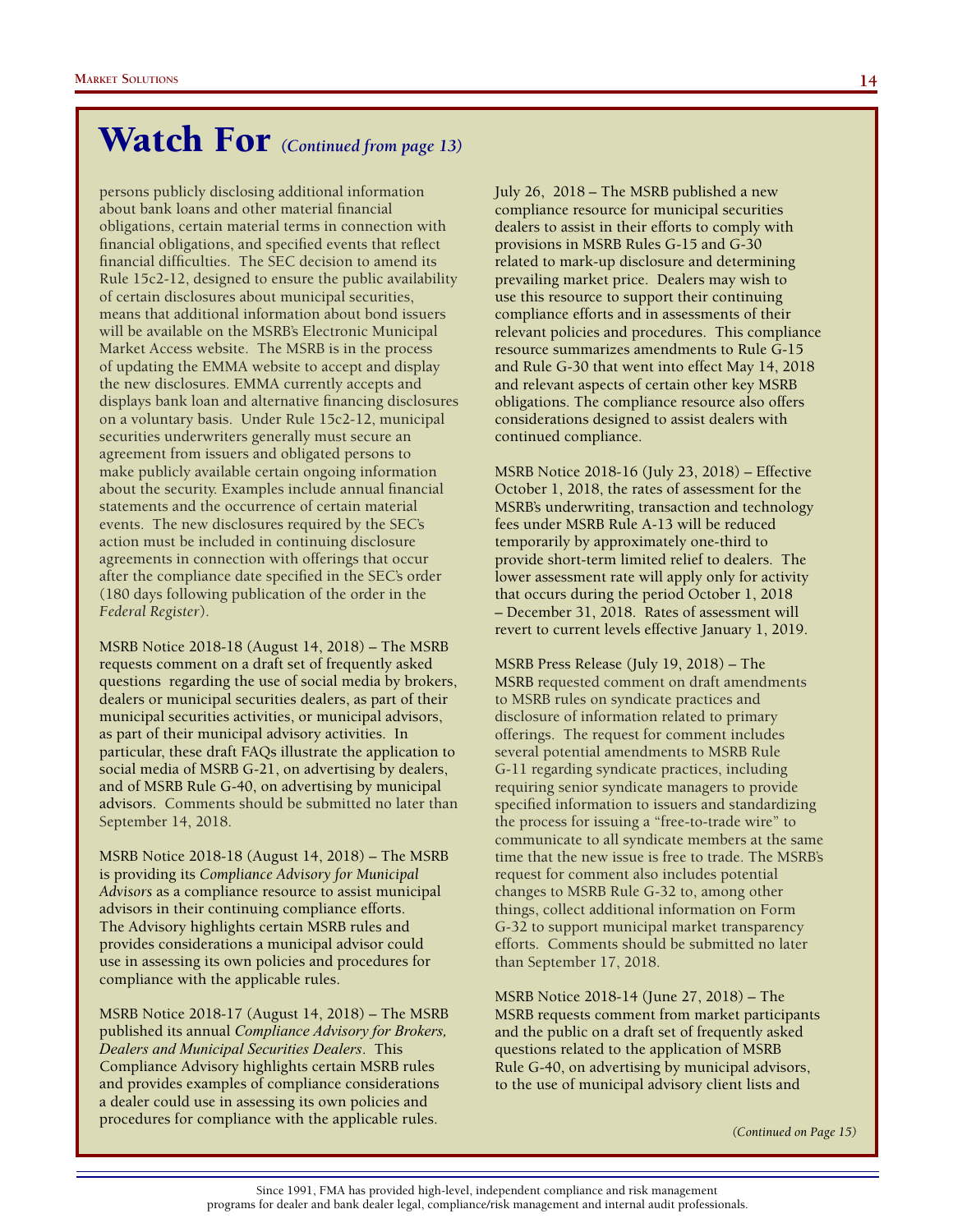# Watch For *(Continued from page 13)*

persons publicly disclosing additional information about bank loans and other material financial obligations, certain material terms in connection with financial obligations, and specified events that reflect financial difficulties. The SEC decision to amend its Rule 15c2-12, designed to ensure the public availability of certain disclosures about municipal securities, means that additional information about bond issuers will be available on the MSRB's Electronic Municipal Market Access website. The MSRB is in the process of updating the EMMA website to accept and display the new disclosures. EMMA currently accepts and displays bank loan and alternative financing disclosures on a voluntary basis. Under Rule 15c2-12, municipal securities underwriters generally must secure an agreement from issuers and obligated persons to make publicly available certain ongoing information about the security. Examples include annual financial statements and the occurrence of certain material events. The new disclosures required by the SEC's action must be included in continuing disclosure agreements in connection with offerings that occur after the compliance date specified in the SEC's order (180 days following publication of the order in the *Federal Register*).

MSRB Notice 2018-18 (August 14, 2018) – The MSRB requests comment on a draft set of frequently asked questions regarding the use of social media by brokers, dealers or municipal securities dealers, as part of their municipal securities activities, or municipal advisors, as part of their municipal advisory activities. In particular, these draft FAQs illustrate the application to social media of MSRB G-21, on advertising by dealers, and of MSRB Rule G-40, on advertising by municipal advisors. Comments should be submitted no later than September 14, 2018.

MSRB Notice 2018-18 (August 14, 2018) – The MSRB is providing its *Compliance Advisory for Municipal Advisors* as a compliance resource to assist municipal advisors in their continuing compliance efforts. The Advisory highlights certain MSRB rules and provides considerations a municipal advisor could use in assessing its own policies and procedures for compliance with the applicable rules.

MSRB Notice 2018-17 (August 14, 2018) – The MSRB published its annual *Compliance Advisory for Brokers, Dealers and Municipal Securities Dealers*. This Compliance Advisory highlights certain MSRB rules and provides examples of compliance considerations a dealer could use in assessing its own policies and procedures for compliance with the applicable rules.

July 26, 2018 – The MSRB published a new compliance resource for municipal securities dealers to assist in their efforts to comply with provisions in MSRB Rules G-15 and G-30 related to mark-up disclosure and determining prevailing market price. Dealers may wish to use this resource to support their continuing compliance efforts and in assessments of their relevant policies and procedures. This compliance resource summarizes amendments to Rule G-15 and Rule G-30 that went into effect May 14, 2018 and relevant aspects of certain other key MSRB obligations. The compliance resource also offers considerations designed to assist dealers with continued compliance.

MSRB Notice 2018-16 (July 23, 2018) – Effective October 1, 2018, the rates of assessment for the MSRB's underwriting, transaction and technology fees under MSRB Rule A-13 will be reduced temporarily by approximately one-third to provide short-term limited relief to dealers. The lower assessment rate will apply only for activity that occurs during the period October 1, 2018 – December 31, 2018. Rates of assessment will revert to current levels effective January 1, 2019.

MSRB Press Release (July 19, 2018) – The MSRB requested comment on draft amendments to MSRB rules on syndicate practices and disclosure of information related to primary offerings. The request for comment includes several potential amendments to MSRB Rule G-11 regarding syndicate practices, including requiring senior syndicate managers to provide specified information to issuers and standardizing the process for issuing a "free-to-trade wire" to communicate to all syndicate members at the same time that the new issue is free to trade. The MSRB's request for comment also includes potential changes to MSRB Rule G-32 to, among other things, collect additional information on Form G-32 to support municipal market transparency efforts. Comments should be submitted no later than September 17, 2018.

MSRB Notice 2018-14 (June 27, 2018) – The MSRB requests comment from market participants and the public on a draft set of frequently asked questions related to the application of MSRB Rule G-40, on advertising by municipal advisors, to the use of municipal advisory client lists and

*(Continued on Page 15)*

Since 1991, FMA has provided high-level, independent compliance and risk management programs for dealer and bank dealer legal, compliance/risk management and internal audit professionals.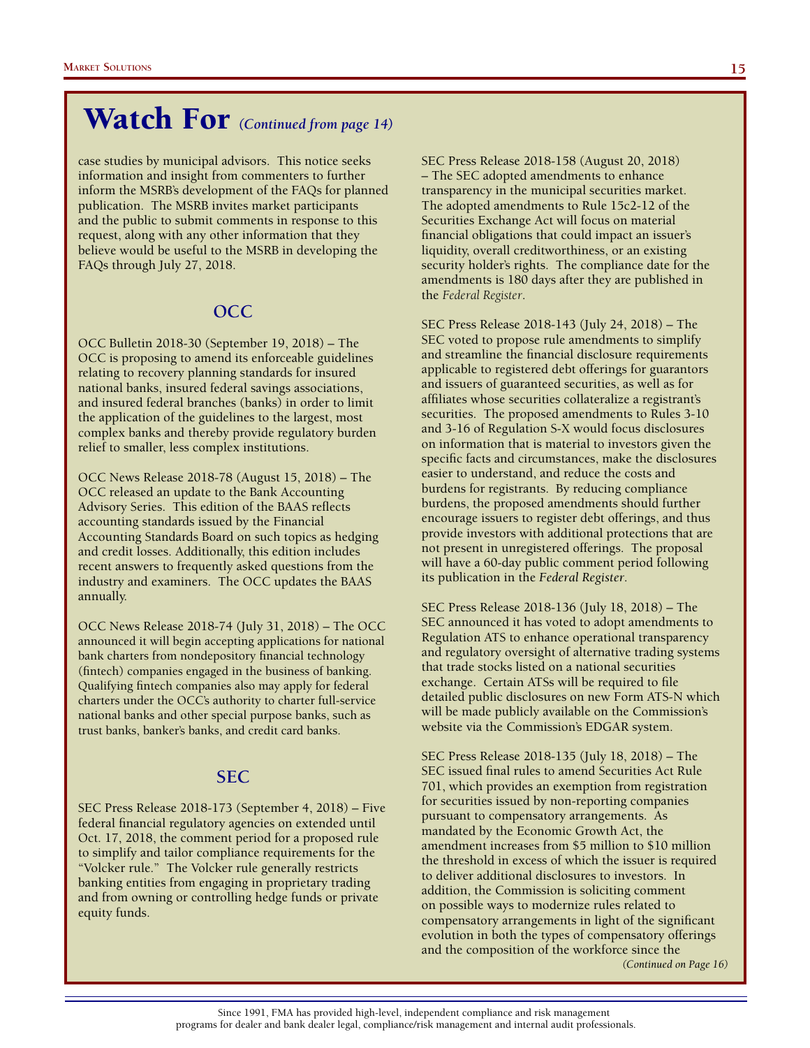# Watch For *(Continued from page 14)*

case studies by municipal advisors. This notice seeks information and insight from commenters to further inform the MSRB's development of the FAQs for planned publication. The MSRB invites market participants and the public to submit comments in response to this request, along with any other information that they believe would be useful to the MSRB in developing the FAQs through July 27, 2018.

## OCC

OCC Bulletin 2018-30 (September 19, 2018) – The OCC is proposing to amend its enforceable guidelines relating to recovery planning standards for insured national banks, insured federal savings associations, and insured federal branches (banks) in order to limit the application of the guidelines to the largest, most complex banks and thereby provide regulatory burden relief to smaller, less complex institutions.

OCC News Release 2018-78 (August 15, 2018) – The OCC released an update to the Bank Accounting Advisory Series. This edition of the BAAS reflects accounting standards issued by the Financial Accounting Standards Board on such topics as hedging and credit losses. Additionally, this edition includes recent answers to frequently asked questions from the industry and examiners. The OCC updates the BAAS annually.

OCC News Release 2018-74 (July 31, 2018) – The OCC announced it will begin accepting applications for national bank charters from nondepository financial technology (fintech) companies engaged in the business of banking. Qualifying fintech companies also may apply for federal charters under the OCC's authority to charter full-service national banks and other special purpose banks, such as trust banks, banker's banks, and credit card banks.

## SEC

SEC Press Release 2018-173 (September 4, 2018) – Five federal financial regulatory agencies on extended until Oct. 17, 2018, the comment period for a proposed rule to simplify and tailor compliance requirements for the "Volcker rule." The Volcker rule generally restricts banking entities from engaging in proprietary trading and from owning or controlling hedge funds or private equity funds.

SEC Press Release 2018-158 (August 20, 2018) – The SEC adopted amendments to enhance transparency in the municipal securities market. The adopted amendments to Rule 15c2-12 of the Securities Exchange Act will focus on material financial obligations that could impact an issuer's liquidity, overall creditworthiness, or an existing security holder's rights. The compliance date for the amendments is 180 days after they are published in the *Federal Register*.

SEC Press Release 2018-143 (July 24, 2018) – The SEC voted to propose rule amendments to simplify and streamline the financial disclosure requirements applicable to registered debt offerings for guarantors and issuers of guaranteed securities, as well as for affiliates whose securities collateralize a registrant's securities. The proposed amendments to Rules 3-10 and 3-16 of Regulation S-X would focus disclosures on information that is material to investors given the specific facts and circumstances, make the disclosures easier to understand, and reduce the costs and burdens for registrants. By reducing compliance burdens, the proposed amendments should further encourage issuers to register debt offerings, and thus provide investors with additional protections that are not present in unregistered offerings. The proposal will have a 60-day public comment period following its publication in the *Federal Register*.

SEC Press Release 2018-136 (July 18, 2018) – The SEC announced it has voted to adopt amendments to Regulation ATS to enhance operational transparency and regulatory oversight of alternative trading systems that trade stocks listed on a national securities exchange. Certain ATSs will be required to file detailed public disclosures on new Form ATS-N which will be made publicly available on the Commission's website via the Commission's EDGAR system.

SEC Press Release 2018-135 (July 18, 2018) – The SEC issued final rules to amend Securities Act Rule 701, which provides an exemption from registration for securities issued by non-reporting companies pursuant to compensatory arrangements. As mandated by the Economic Growth Act, the amendment increases from $5 million to $10 million the threshold in excess of which the issuer is required to deliver additional disclosures to investors. In addition, the Commission is soliciting comment on possible ways to modernize rules related to compensatory arrangements in light of the significant evolution in both the types of compensatory offerings and the composition of the workforce since the

*(Continued on Page 16)*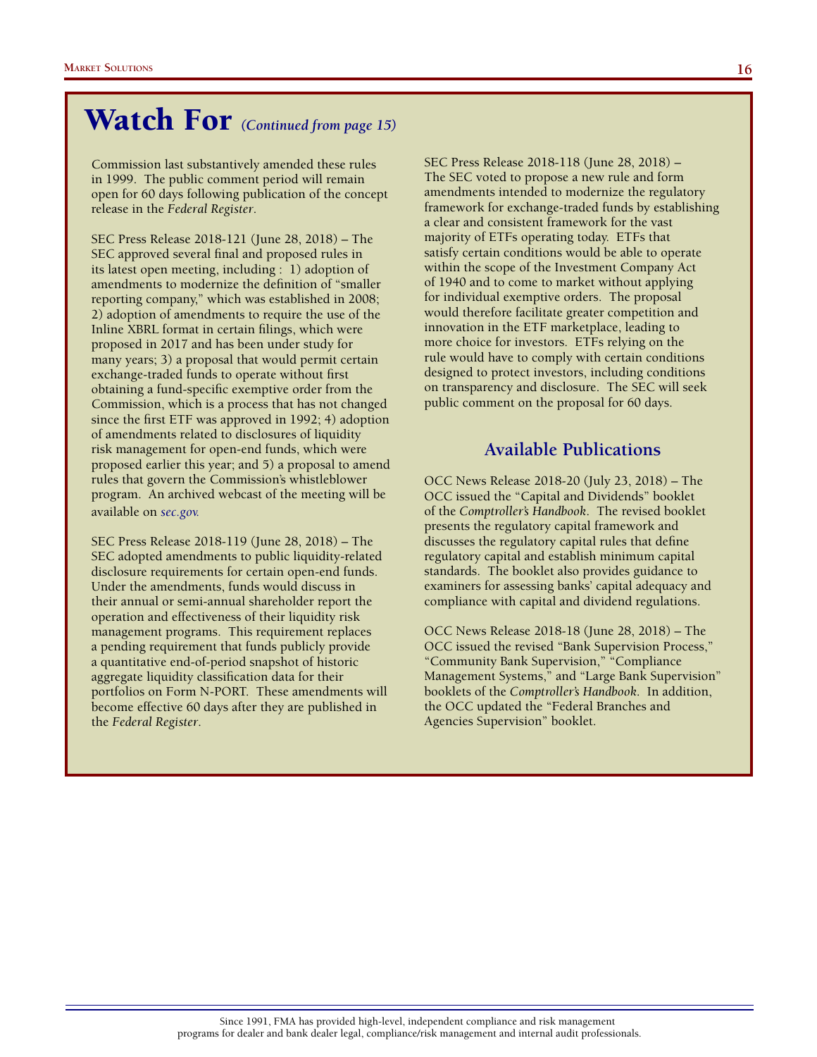# Watch For *(Continued from page 15)*

Commission last substantively amended these rules in 1999. The public comment period will remain open for 60 days following publication of the concept release in the *Federal Register*.

SEC Press Release 2018-121 (June 28, 2018) – The SEC approved several final and proposed rules in its latest open meeting, including : 1) adoption of amendments to modernize the definition of "smaller reporting company," which was established in 2008; 2) adoption of amendments to require the use of the Inline XBRL format in certain filings, which were proposed in 2017 and has been under study for many years; 3) a proposal that would permit certain exchange-traded funds to operate without first obtaining a fund-specific exemptive order from the Commission, which is a process that has not changed since the first ETF was approved in 1992; 4) adoption of amendments related to disclosures of liquidity risk management for open-end funds, which were proposed earlier this year; and 5) a proposal to amend rules that govern the Commission's whistleblower program. An archived webcast of the meeting will be available on *sec.gov.*

SEC Press Release 2018-119 (June 28, 2018) – The SEC adopted amendments to public liquidity-related disclosure requirements for certain open-end funds. Under the amendments, funds would discuss in their annual or semi-annual shareholder report the operation and effectiveness of their liquidity risk management programs. This requirement replaces a pending requirement that funds publicly provide a quantitative end-of-period snapshot of historic aggregate liquidity classification data for their portfolios on Form N-PORT. These amendments will become effective 60 days after they are published in the *Federal Register*.

SEC Press Release 2018-118 (June 28, 2018) – The SEC voted to propose a new rule and form amendments intended to modernize the regulatory framework for exchange-traded funds by establishing a clear and consistent framework for the vast majority of ETFs operating today. ETFs that satisfy certain conditions would be able to operate within the scope of the Investment Company Act of 1940 and to come to market without applying for individual exemptive orders. The proposal would therefore facilitate greater competition and innovation in the ETF marketplace, leading to more choice for investors. ETFs relying on the rule would have to comply with certain conditions designed to protect investors, including conditions on transparency and disclosure. The SEC will seek public comment on the proposal for 60 days.

## Available Publications

OCC News Release 2018-20 (July 23, 2018) – The OCC issued the "Capital and Dividends" booklet of the *Comptroller's Handbook*. The revised booklet presents the regulatory capital framework and discusses the regulatory capital rules that define regulatory capital and establish minimum capital standards. The booklet also provides guidance to examiners for assessing banks' capital adequacy and compliance with capital and dividend regulations.

OCC News Release 2018-18 (June 28, 2018) – The OCC issued the revised "Bank Supervision Process," "Community Bank Supervision," "Compliance Management Systems," and "Large Bank Supervision" booklets of the *Comptroller's Handbook*. In addition, the OCC updated the "Federal Branches and Agencies Supervision" booklet.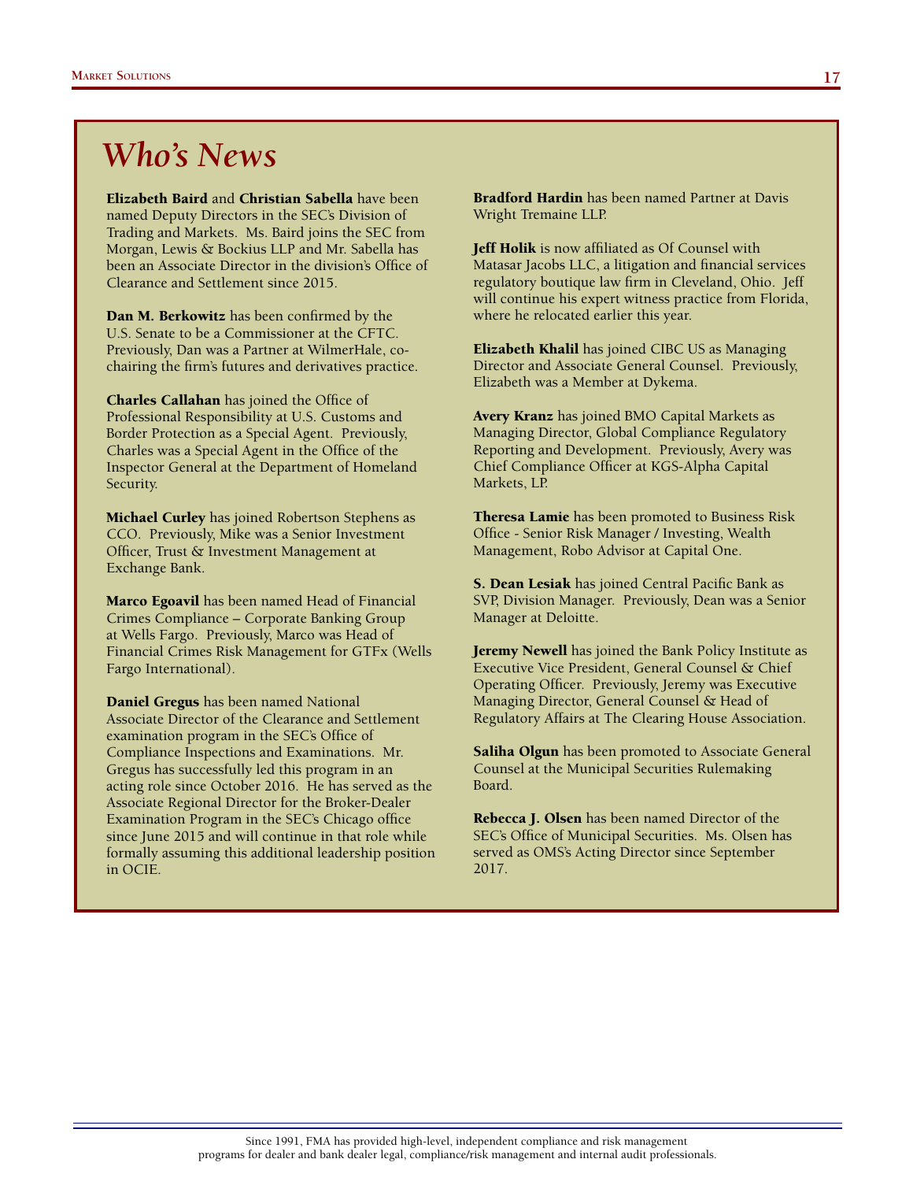# *Who's News*

**Elizabeth Baird** and **Christian Sabella** have been named Deputy Directors in the SEC's Division of Trading and Markets. Ms. Baird joins the SEC from Morgan, Lewis & Bockius LLP and Mr. Sabella has been an Associate Director in the division's Office of Clearance and Settlement since 2015.

**Dan M. Berkowitz** has been confirmed by the U.S. Senate to be a Commissioner at the CFTC. Previously, Dan was a Partner at WilmerHale, co-chairing the firm's futures and derivatives practice.

**Charles Callahan** has joined the Office of Professional Responsibility at U.S. Customs and Border Protection as a Special Agent. Previously, Charles was a Special Agent in the Office of the Inspector General at the Department of Homeland Security.

**Michael Curley** has joined Robertson Stephens as CCO. Previously, Mike was a Senior Investment Officer, Trust & Investment Management at Exchange Bank.

**Marco Egoavil** has been named Head of Financial Crimes Compliance – Corporate Banking Group at Wells Fargo. Previously, Marco was Head of Financial Crimes Risk Management for GTFx (Wells Fargo International).

**Daniel Gregus** has been named National Associate Director of the Clearance and Settlement examination program in the SEC's Office of Compliance Inspections and Examinations. Mr. Gregus has successfully led this program in an acting role since October 2016. He has served as the Associate Regional Director for the Broker-Dealer Examination Program in the SEC's Chicago office since June 2015 and will continue in that role while formally assuming this additional leadership position in OCIE.

**Bradford Hardin** has been named Partner at Davis Wright Tremaine LLP.

**Jeff Holik** is now affiliated as Of Counsel with Matasar Jacobs LLC, a litigation and financial services regulatory boutique law firm in Cleveland, Ohio. Jeff will continue his expert witness practice from Florida, where he relocated earlier this year.

**Elizabeth Khalil** has joined CIBC US as Managing Director and Associate General Counsel. Previously, Elizabeth was a Member at Dykema.

**Avery Kranz** has joined BMO Capital Markets as Managing Director, Global Compliance Regulatory Reporting and Development. Previously, Avery was Chief Compliance Officer at KGS-Alpha Capital Markets, LP.

**Theresa Lamie** has been promoted to Business Risk Office - Senior Risk Manager / Investing, Wealth Management, Robo Advisor at Capital One.

**S. Dean Lesiak** has joined Central Pacific Bank as SVP, Division Manager. Previously, Dean was a Senior Manager at Deloitte.

**Jeremy Newell** has joined the Bank Policy Institute as Executive Vice President, General Counsel & Chief Operating Officer. Previously, Jeremy was Executive Managing Director, General Counsel & Head of Regulatory Affairs at The Clearing House Association.

**Saliha Olgun** has been promoted to Associate General Counsel at the Municipal Securities Rulemaking Board.

**Rebecca J. Olsen** has been named Director of the SEC's Office of Municipal Securities. Ms. Olsen has served as OMS's Acting Director since September 2017.

Since 1991, FMA has provided high-level, independent compliance and risk management programs for dealer and bank dealer legal, compliance/risk management and internal audit professionals.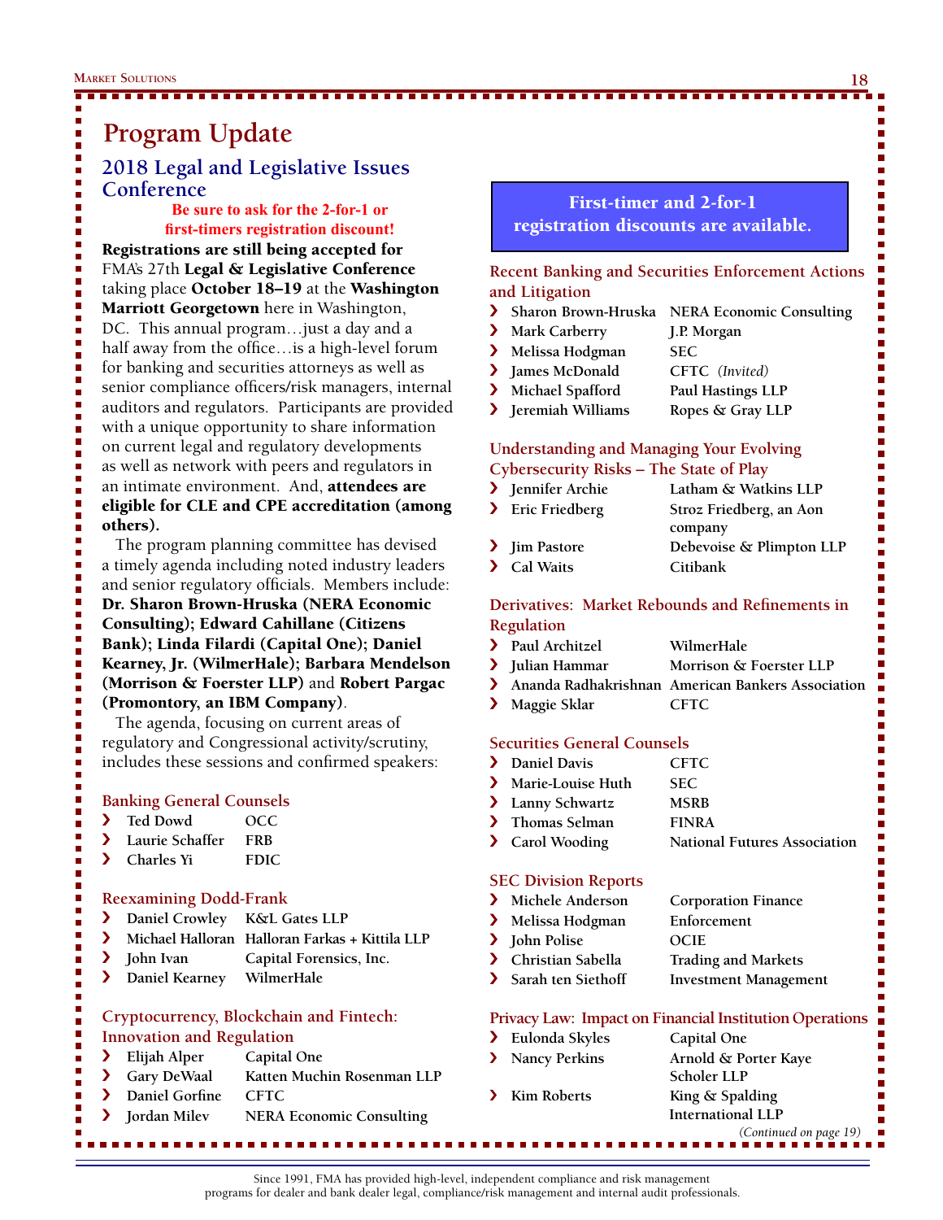# Program Update

## 2018 Legal and Legislative Issues Conference

**Be sure to ask for the 2-for-1 or first-timers registration discount!**

**Registrations are still being accepted for** FMA's 27th **Legal & Legislative Conference** taking place **October 18–19** at the **Washington Marriott Georgetown** here in Washington, DC. This annual program…just a day and a half away from the office…is a high-level forum for banking and securities attorneys as well as senior compliance officers/risk managers, internal auditors and regulators. Participants are provided with a unique opportunity to share information on current legal and regulatory developments as well as network with peers and regulators in an intimate environment. And, **attendees are eligible for CLE and CPE accreditation (among others).**

The program planning committee has devised a timely agenda including noted industry leaders and senior regulatory officials. Members include: **Dr. Sharon Brown-Hruska (NERA Economic Consulting); Edward Cahillane (Citizens Bank); Linda Filardi (Capital One); Daniel Kearney, Jr. (WilmerHale); Barbara Mendelson (Morrison & Foerster LLP)** and **Robert Pargac (Promontory, an IBM Company)**.

The agenda, focusing on current areas of regulatory and Congressional activity/scrutiny, includes these sessions and confirmed speakers:

### Banking General Counsels

- Ted Dowd — OCC
- Laurie Schaffer — FRB
- Charles Yi — FDIC

### Reexamining Dodd-Frank

- Daniel Crowley — K&L Gates LLP
- Michael Halloran — Halloran Farkas + Kittila LLP
- John Ivan — Capital Forensics, Inc.
- Daniel Kearney — WilmerHale

### Cryptocurrency, Blockchain and Fintech: Innovation and Regulation

- Elijah Alper — Capital One
- Gary DeWaal — Katten Muchin Rosenman LLP
- Daniel Gorfine — CFTC
- Jordan Milev — NERA Economic Consulting

**First-timer and 2-for-1 registration discounts are available.**

### Recent Banking and Securities Enforcement Actions and Litigation

- Sharon Brown-Hruska — NERA Economic Consulting
- Mark Carberry — J.P. Morgan
- Melissa Hodgman — SEC
- James McDonald — CFTC *(Invited)*
- Michael Spafford — Paul Hastings LLP
- Jeremiah Williams — Ropes & Gray LLP

### Understanding and Managing Your Evolving Cybersecurity Risks – The State of Play

- Jennifer Archie — Latham & Watkins LLP
- Eric Friedberg — Stroz Friedberg, an Aon company
- Jim Pastore — Debevoise & Plimpton LLP
- Cal Waits — Citibank

### Derivatives: Market Rebounds and Refinements in Regulation

- Paul Architzel — WilmerHale
- Julian Hammar — Morrison & Foerster LLP
- Ananda Radhakrishnan — American Bankers Association
- Maggie Sklar — CFTC

### Securities General Counsels

- Daniel Davis — CFTC
- Marie-Louise Huth — SEC
- Lanny Schwartz — MSRB
- Thomas Selman — FINRA
- Carol Wooding — National Futures Association

### SEC Division Reports

- Michele Anderson — Corporation Finance
- Melissa Hodgman — Enforcement
- John Polise — OCIE
- Christian Sabella — Trading and Markets
- Sarah ten Siethoff — Investment Management

### Privacy Law: Impact on Financial Institution Operations

- Eulonda Skyles — Capital One
- Nancy Perkins — Arnold & Porter Kaye Scholer LLP
- Kim Roberts — King & Spalding International LLP

*(Continued on page 19)*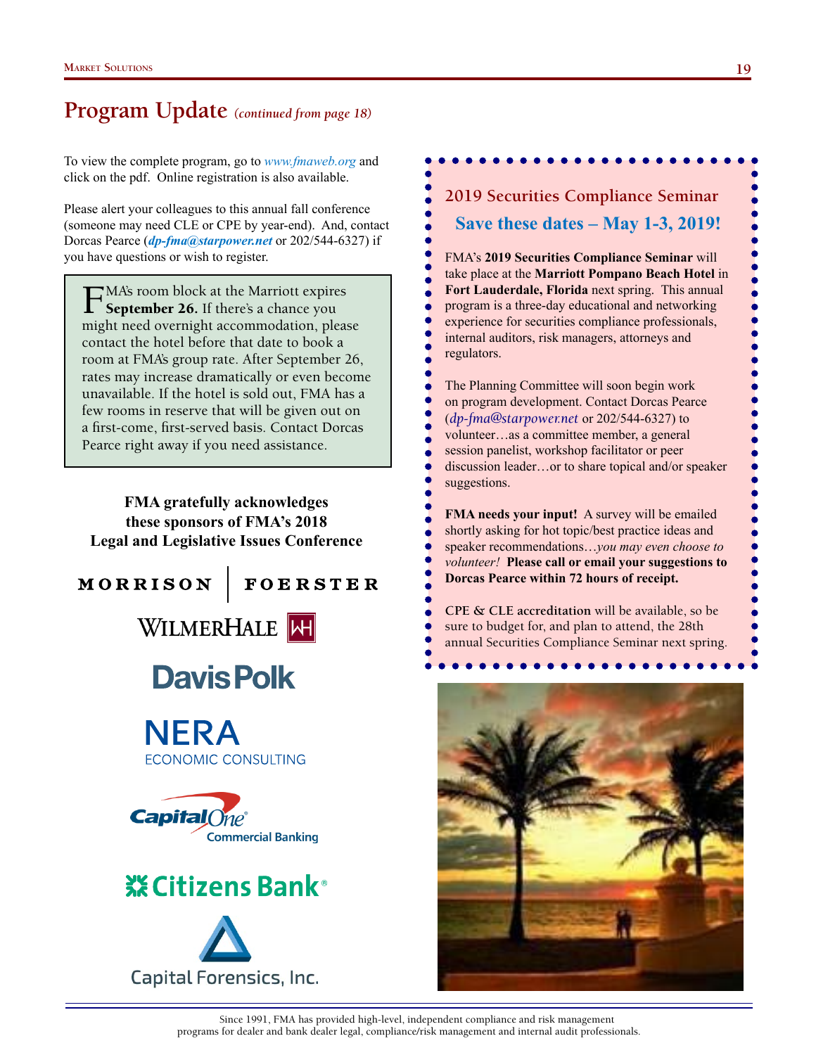## Program Update *(continued from page 18)*

To view the complete program, go to *www.fmaweb.org* and click on the pdf. Online registration is also available.

Please alert your colleagues to this annual fall conference (someone may need CLE or CPE by year-end). And, contact Dorcas Pearce (***dp-fma@starpower.net*** or 202/544-6327) if you have questions or wish to register.

FMA's room block at the Marriott expires **September 26.** If there's a chance you might need overnight accommodation, please contact the hotel before that date to book a room at FMA's group rate. After September 26, rates may increase dramatically or even become unavailable. If the hotel is sold out, FMA has a few rooms in reserve that will be given out on a first-come, first-served basis. Contact Dorcas Pearce right away if you need assistance.

**FMA gratefully acknowledges these sponsors of FMA's 2018 Legal and Legislative Issues Conference**

MORRISON | FOERSTER

WILMERHALE

Davis Polk

NERA ECONOMIC CONSULTING

Capital One Commercial Banking

Citizens Bank

Capital Forensics, Inc.

### 2019 Securities Compliance Seminar

**Save these dates – May 1-3, 2019!**

FMA's **2019 Securities Compliance Seminar** will take place at the **Marriott Pompano Beach Hotel** in **Fort Lauderdale, Florida** next spring. This annual program is a three-day educational and networking experience for securities compliance professionals, internal auditors, risk managers, attorneys and regulators.

The Planning Committee will soon begin work on program development. Contact Dorcas Pearce (*dp-fma@starpower.net* or 202/544-6327) to volunteer…as a committee member, a general session panelist, workshop facilitator or peer discussion leader…or to share topical and/or speaker suggestions.

**FMA needs your input!** A survey will be emailed shortly asking for hot topic/best practice ideas and speaker recommendations…*you may even choose to volunteer!* **Please call or email your suggestions to Dorcas Pearce within 72 hours of receipt.**

**CPE & CLE accreditation** will be available, so be sure to budget for, and plan to attend, the 28th annual Securities Compliance Seminar next spring.

Since 1991, FMA has provided high-level, independent compliance and risk management programs for dealer and bank dealer legal, compliance/risk management and internal audit professionals.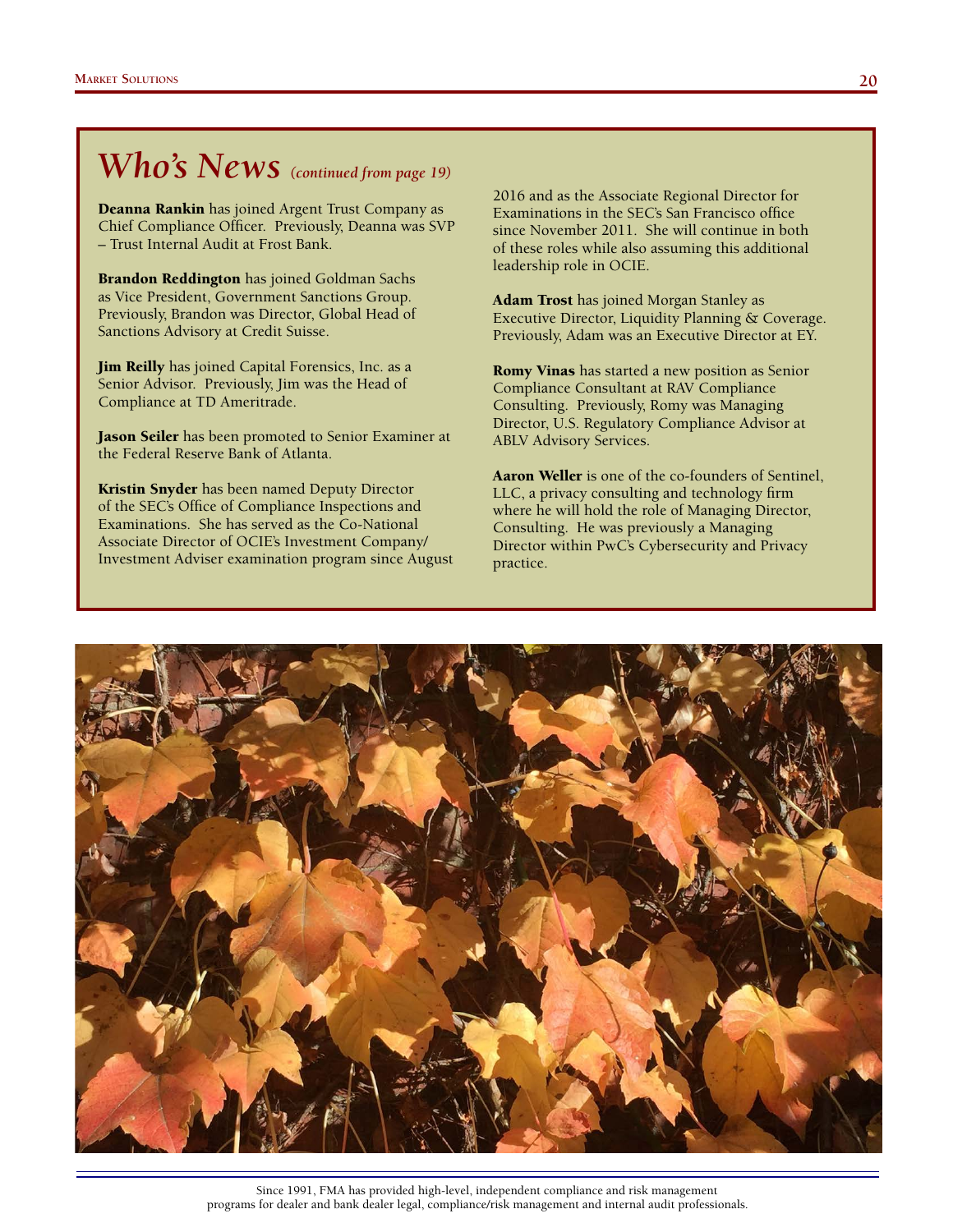# *Who's News* *(continued from page 19)*

**Deanna Rankin** has joined Argent Trust Company as Chief Compliance Officer. Previously, Deanna was SVP – Trust Internal Audit at Frost Bank.

**Brandon Reddington** has joined Goldman Sachs as Vice President, Government Sanctions Group. Previously, Brandon was Director, Global Head of Sanctions Advisory at Credit Suisse.

**Jim Reilly** has joined Capital Forensics, Inc. as a Senior Advisor. Previously, Jim was the Head of Compliance at TD Ameritrade.

**Jason Seiler** has been promoted to Senior Examiner at the Federal Reserve Bank of Atlanta.

**Kristin Snyder** has been named Deputy Director of the SEC's Office of Compliance Inspections and Examinations. She has served as the Co-National Associate Director of OCIE's Investment Company/Investment Adviser examination program since August 2016 and as the Associate Regional Director for Examinations in the SEC's San Francisco office since November 2011. She will continue in both of these roles while also assuming this additional leadership role in OCIE.

**Adam Trost** has joined Morgan Stanley as Executive Director, Liquidity Planning & Coverage. Previously, Adam was an Executive Director at EY.

**Romy Vinas** has started a new position as Senior Compliance Consultant at RAV Compliance Consulting. Previously, Romy was Managing Director, U.S. Regulatory Compliance Advisor at ABLV Advisory Services.

**Aaron Weller** is one of the co-founders of Sentinel, LLC, a privacy consulting and technology firm where he will hold the role of Managing Director, Consulting. He was previously a Managing Director within PwC's Cybersecurity and Privacy practice.

Since 1991, FMA has provided high-level, independent compliance and risk management programs for dealer and bank dealer legal, compliance/risk management and internal audit professionals.